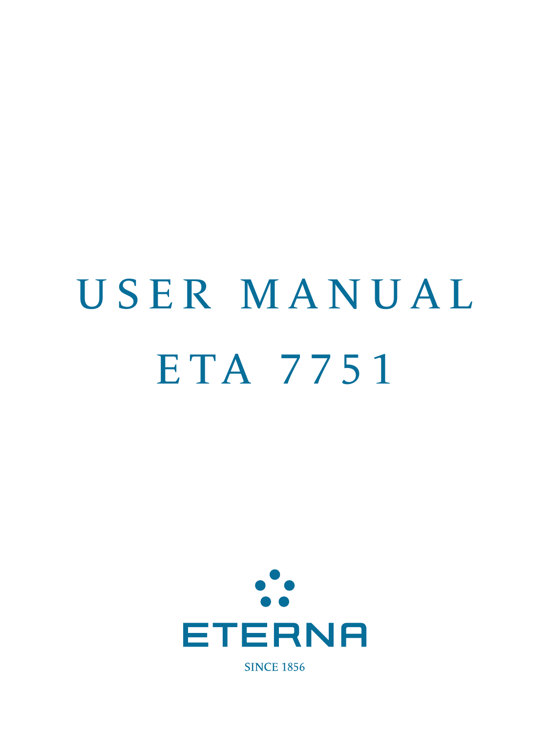# USER MANUAL
# ETA 7751

ETERNA

SINCE 1856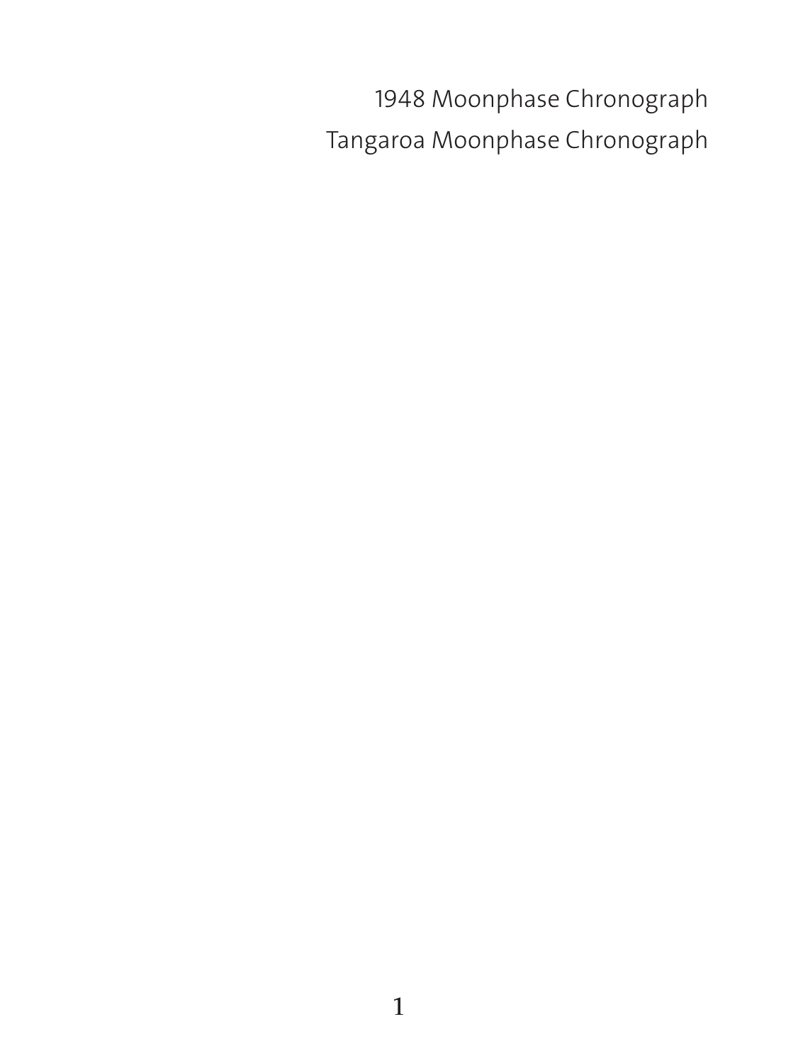1948 Moonphase Chronograph

Tangaroa Moonphase Chronograph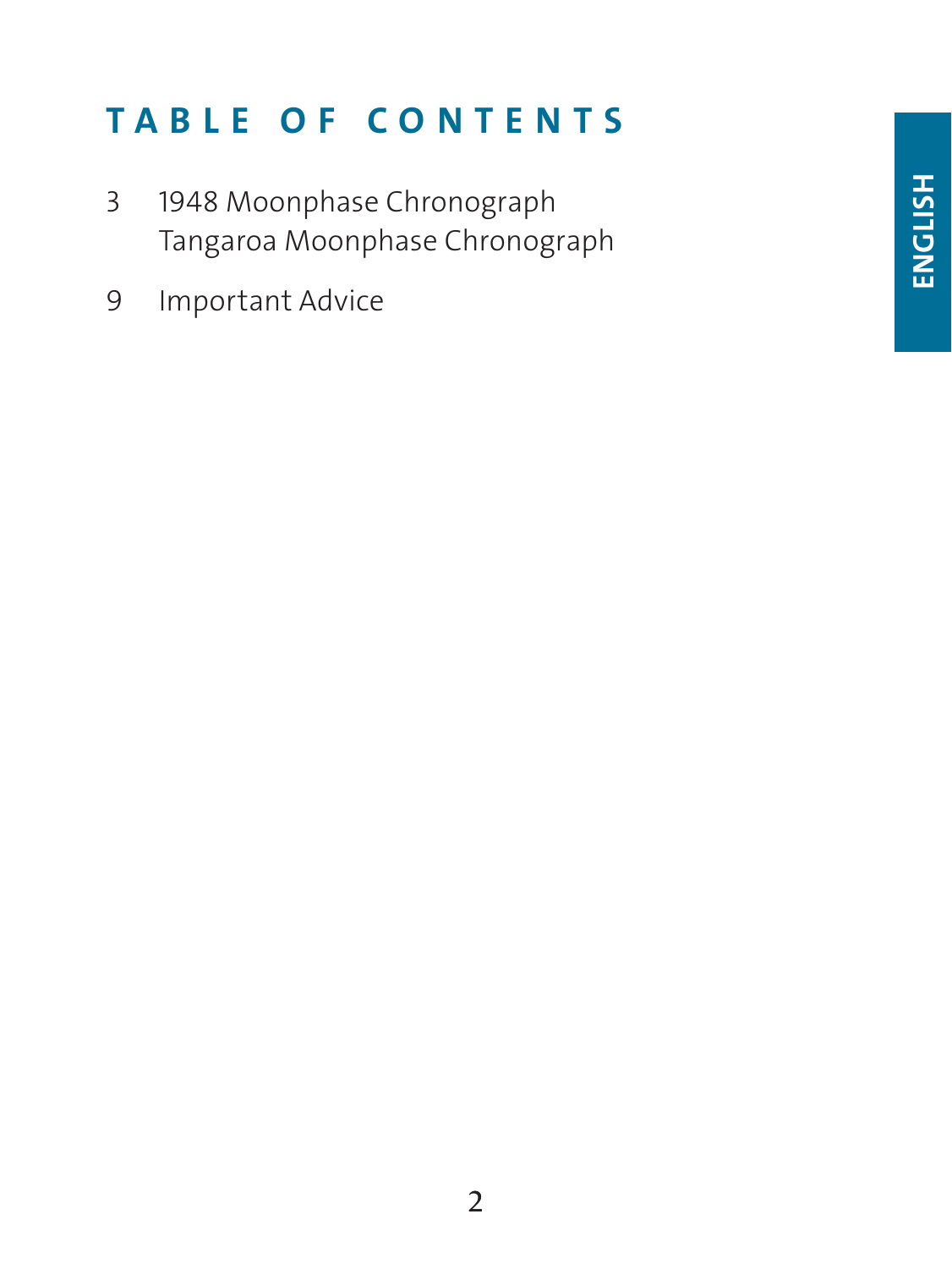# TABLE OF CONTENTS

3 1948 Moonphase Chronograph
  Tangaroa Moonphase Chronograph

9 Important Advice

ENGLISH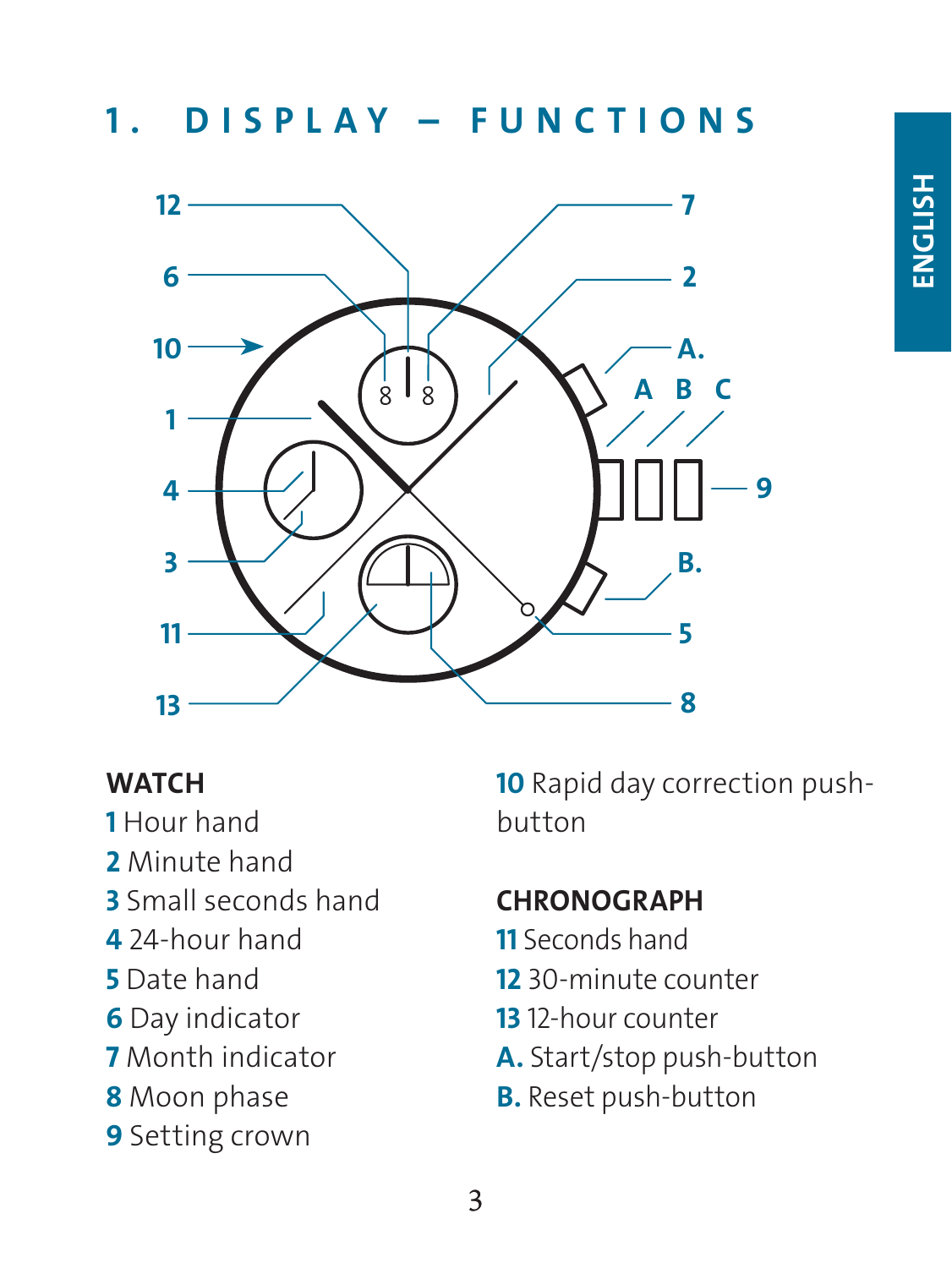# 1. DISPLAY – FUNCTIONS

**WATCH**

**1** Hour hand
**2** Minute hand
**3** Small seconds hand
**4** 24-hour hand
**5** Date hand
**6** Day indicator
**7** Month indicator
**8** Moon phase
**9** Setting crown
**10** Rapid day correction push-button

**CHRONOGRAPH**

**11** Seconds hand
**12** 30-minute counter
**13** 12-hour counter
**A.** Start/stop push-button
**B.** Reset push-button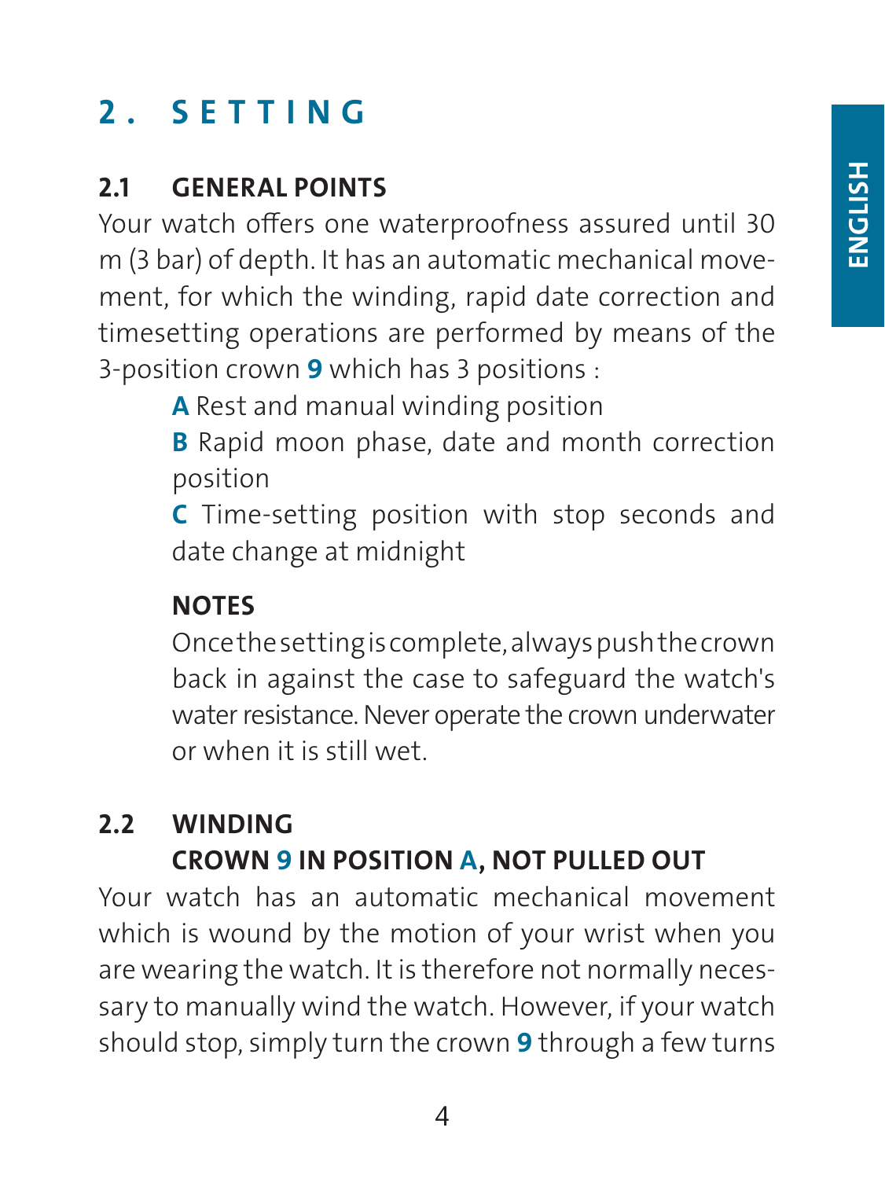# 2. SETTING

## 2.1 GENERAL POINTS

Your watch offers one waterproofness assured until 30 m (3 bar) of depth. It has an automatic mechanical movement, for which the winding, rapid date correction and timesetting operations are performed by means of the 3-position crown **9** which has 3 positions :

**A** Rest and manual winding position

**B** Rapid moon phase, date and month correction position

**C** Time-setting position with stop seconds and date change at midnight

**NOTES**

Once the setting is complete, always push the crown back in against the case to safeguard the watch's water resistance. Never operate the crown underwater or when it is still wet.

## 2.2 WINDING

**CROWN 9 IN POSITION A, NOT PULLED OUT**

Your watch has an automatic mechanical movement which is wound by the motion of your wrist when you are wearing the watch. It is therefore not normally necessary to manually wind the watch. However, if your watch should stop, simply turn the crown **9** through a few turns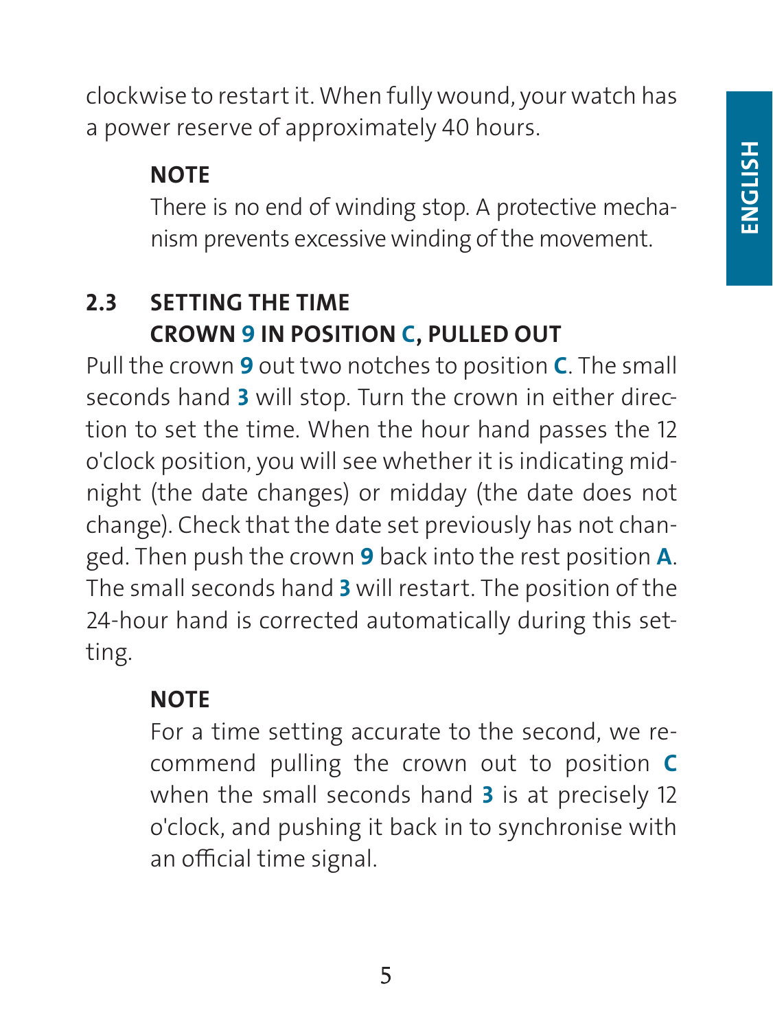clockwise to restart it. When fully wound, your watch has a power reserve of approximately 40 hours.

> **NOTE**
>
> There is no end of winding stop. A protective mechanism prevents excessive winding of the movement.

## 2.3 SETTING THE TIME
## CROWN **9** IN POSITION **C**, PULLED OUT

Pull the crown **9** out two notches to position **C**. The small seconds hand **3** will stop. Turn the crown in either direction to set the time. When the hour hand passes the 12 o'clock position, you will see whether it is indicating midnight (the date changes) or midday (the date does not change). Check that the date set previously has not changed. Then push the crown **9** back into the rest position **A**. The small seconds hand **3** will restart. The position of the 24-hour hand is corrected automatically during this setting.

> **NOTE**
>
> For a time setting accurate to the second, we recommend pulling the crown out to position **C** when the small seconds hand **3** is at precisely 12 o'clock, and pushing it back in to synchronise with an official time signal.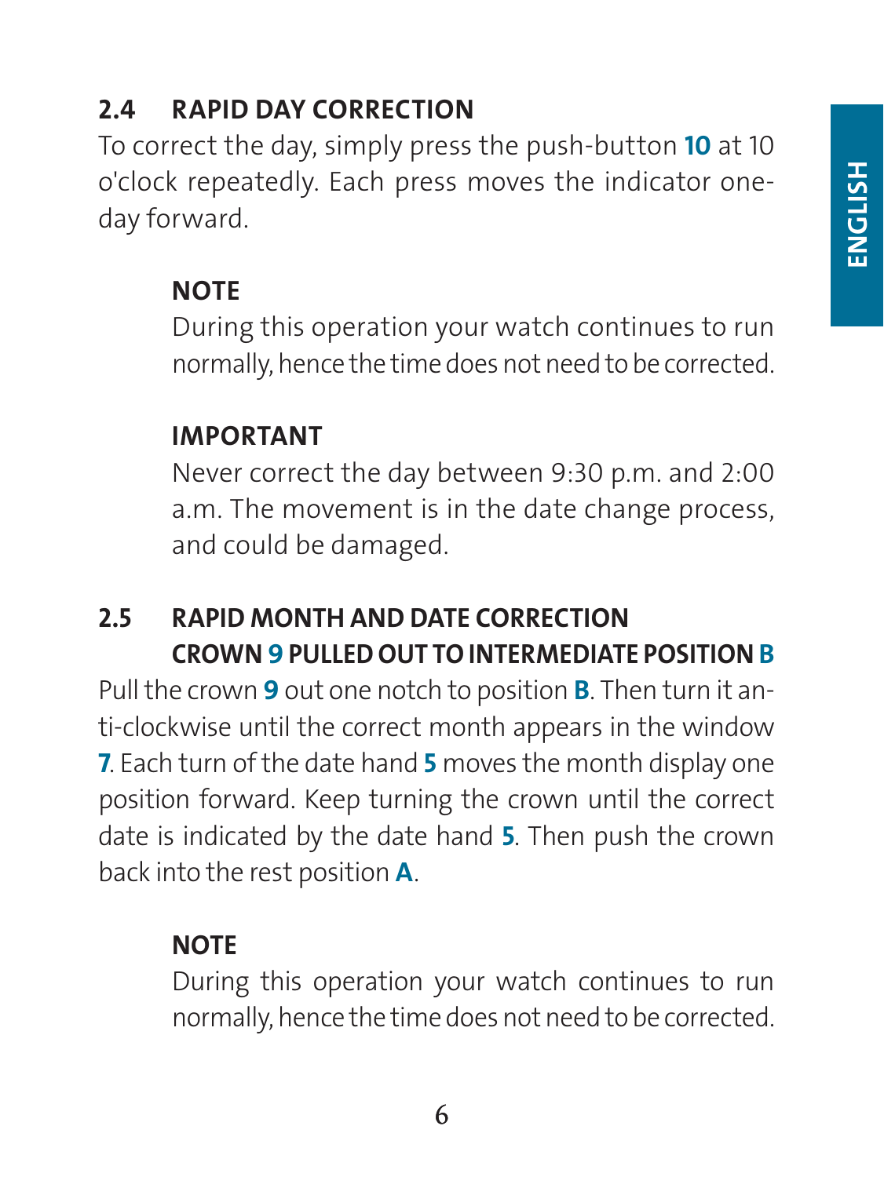## 2.4 RAPID DAY CORRECTION

To correct the day, simply press the push-button **10** at 10 o'clock repeatedly. Each press moves the indicator one-day forward.

> **NOTE**
>
> During this operation your watch continues to run normally, hence the time does not need to be corrected.

> **IMPORTANT**
>
> Never correct the day between 9:30 p.m. and 2:00 a.m. The movement is in the date change process, and could be damaged.

## 2.5 RAPID MONTH AND DATE CORRECTION CROWN 9 PULLED OUT TO INTERMEDIATE POSITION B

Pull the crown **9** out one notch to position **B**. Then turn it anti-clockwise until the correct month appears in the window **7**. Each turn of the date hand **5** moves the month display one position forward. Keep turning the crown until the correct date is indicated by the date hand **5**. Then push the crown back into the rest position **A**.

> **NOTE**
>
> During this operation your watch continues to run normally, hence the time does not need to be corrected.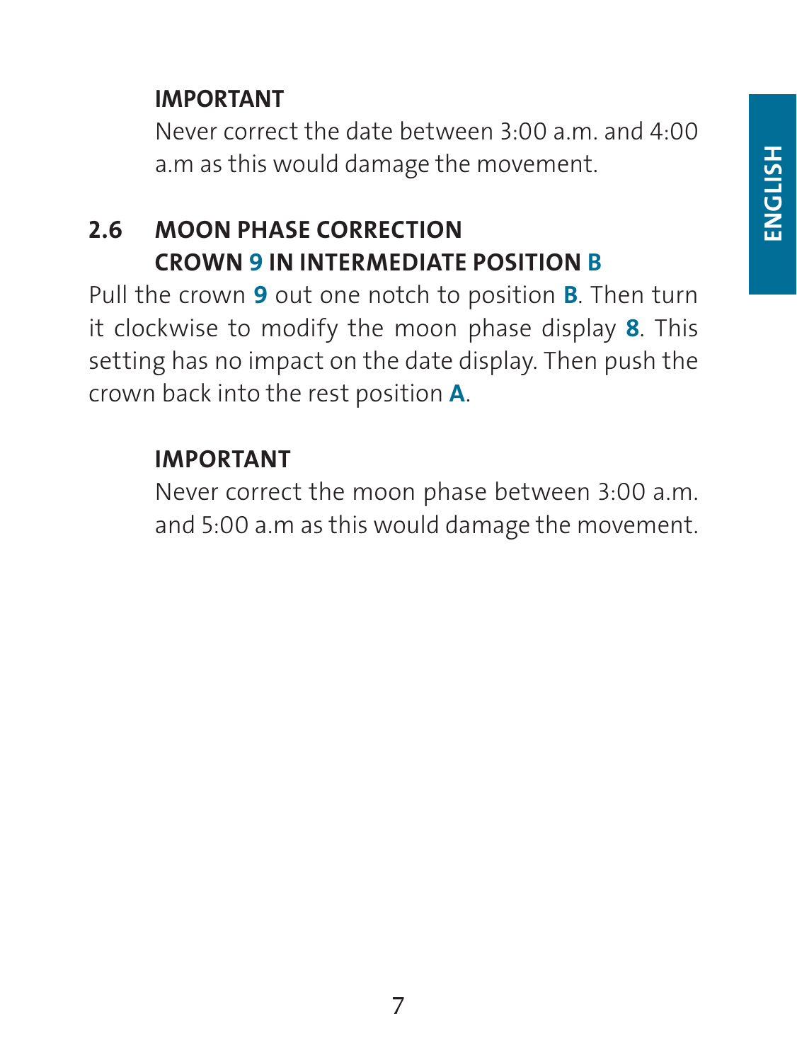**IMPORTANT**

Never correct the date between 3:00 a.m. and 4:00 a.m as this would damage the movement.

## 2.6 MOON PHASE CORRECTION CROWN **9** IN INTERMEDIATE POSITION **B**

Pull the crown **9** out one notch to position **B**. Then turn it clockwise to modify the moon phase display **8**. This setting has no impact on the date display. Then push the crown back into the rest position **A**.

**IMPORTANT**

Never correct the moon phase between 3:00 a.m. and 5:00 a.m as this would damage the movement.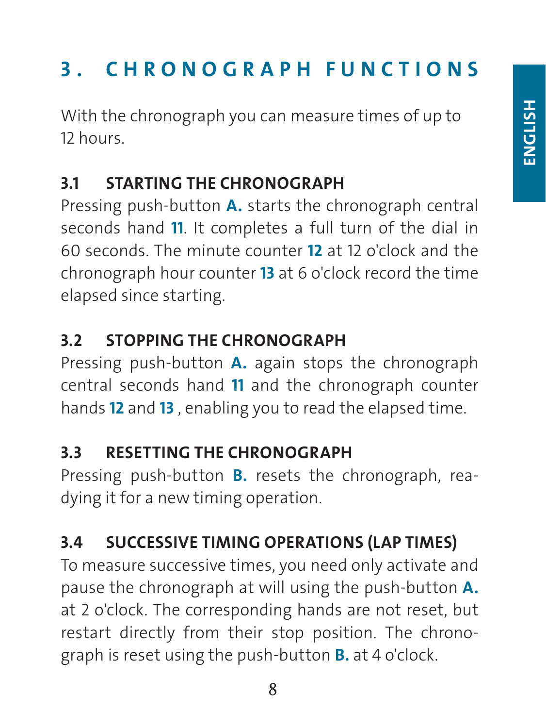# 3. CHRONOGRAPH FUNCTIONS

With the chronograph you can measure times of up to 12 hours.

## 3.1 STARTING THE CHRONOGRAPH

Pressing push-button **A.** starts the chronograph central seconds hand **11**. It completes a full turn of the dial in 60 seconds. The minute counter **12** at 12 o'clock and the chronograph hour counter **13** at 6 o'clock record the time elapsed since starting.

## 3.2 STOPPING THE CHRONOGRAPH

Pressing push-button **A.** again stops the chronograph central seconds hand **11** and the chronograph counter hands **12** and **13** , enabling you to read the elapsed time.

## 3.3 RESETTING THE CHRONOGRAPH

Pressing push-button **B.** resets the chronograph, readying it for a new timing operation.

## 3.4 SUCCESSIVE TIMING OPERATIONS (LAP TIMES)

To measure successive times, you need only activate and pause the chronograph at will using the push-button **A.** at 2 o'clock. The corresponding hands are not reset, but restart directly from their stop position. The chronograph is reset using the push-button **B.** at 4 o'clock.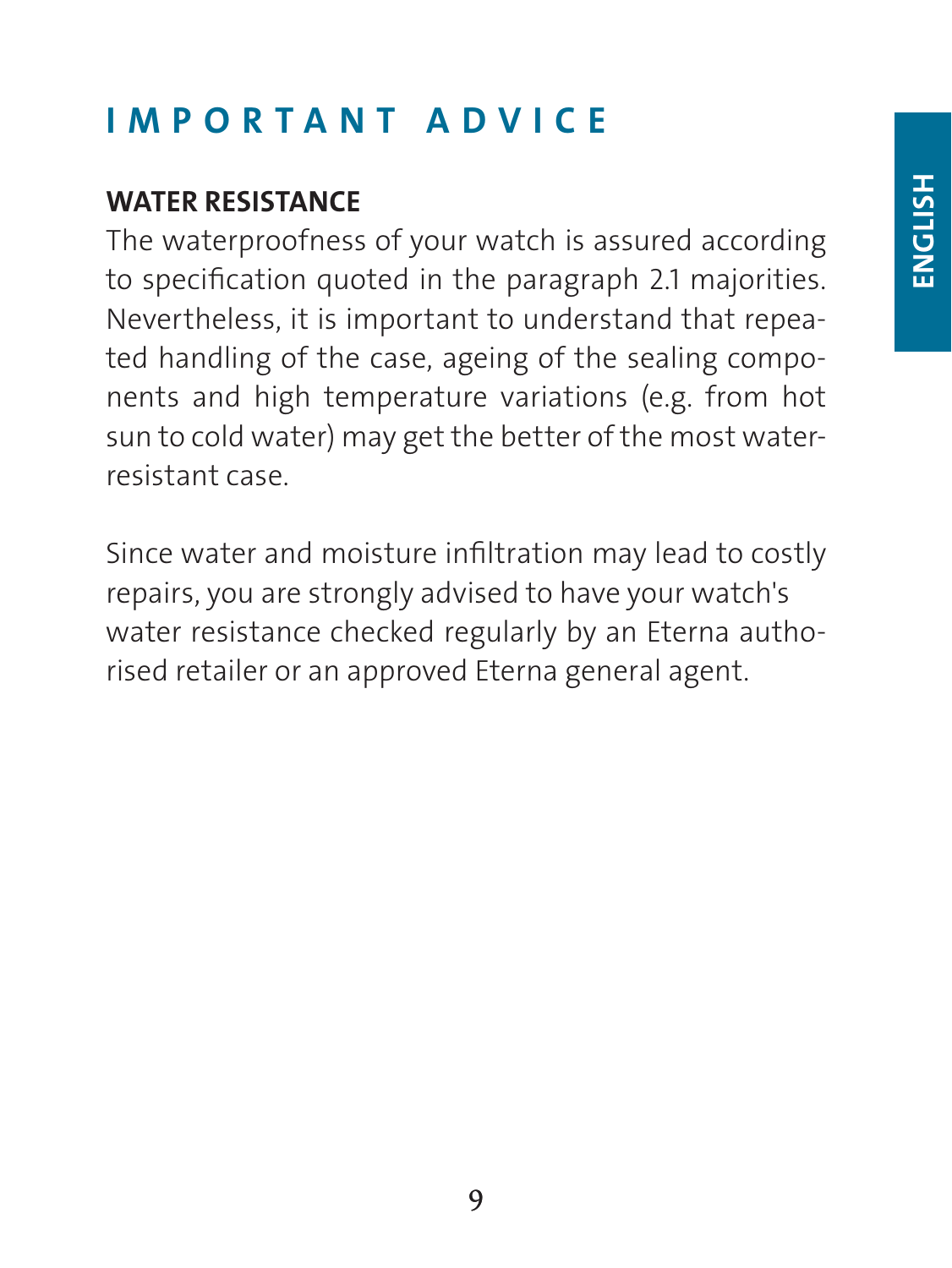# IMPORTANT ADVICE

**WATER RESISTANCE**

The waterproofness of your watch is assured according to specification quoted in the paragraph 2.1 majorities. Nevertheless, it is important to understand that repeated handling of the case, ageing of the sealing components and high temperature variations (e.g. from hot sun to cold water) may get the better of the most water-resistant case.

Since water and moisture infiltration may lead to costly repairs, you are strongly advised to have your watch's water resistance checked regularly by an Eterna authorised retailer or an approved Eterna general agent.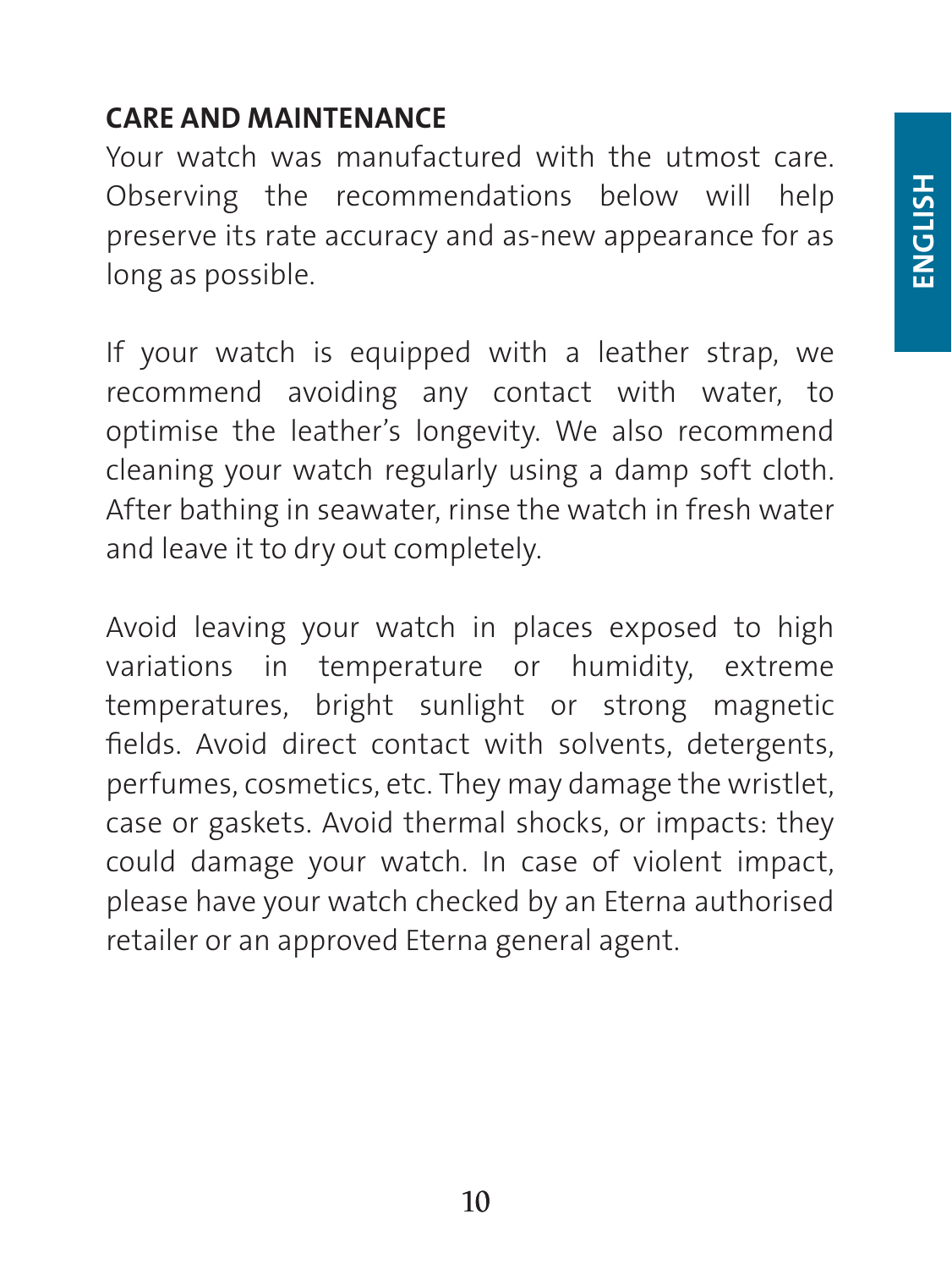## CARE AND MAINTENANCE

Your watch was manufactured with the utmost care. Observing the recommendations below will help preserve its rate accuracy and as-new appearance for as long as possible.

If your watch is equipped with a leather strap, we recommend avoiding any contact with water, to optimise the leather's longevity. We also recommend cleaning your watch regularly using a damp soft cloth. After bathing in seawater, rinse the watch in fresh water and leave it to dry out completely.

Avoid leaving your watch in places exposed to high variations in temperature or humidity, extreme temperatures, bright sunlight or strong magnetic fields. Avoid direct contact with solvents, detergents, perfumes, cosmetics, etc. They may damage the wristlet, case or gaskets. Avoid thermal shocks, or impacts: they could damage your watch. In case of violent impact, please have your watch checked by an Eterna authorised retailer or an approved Eterna general agent.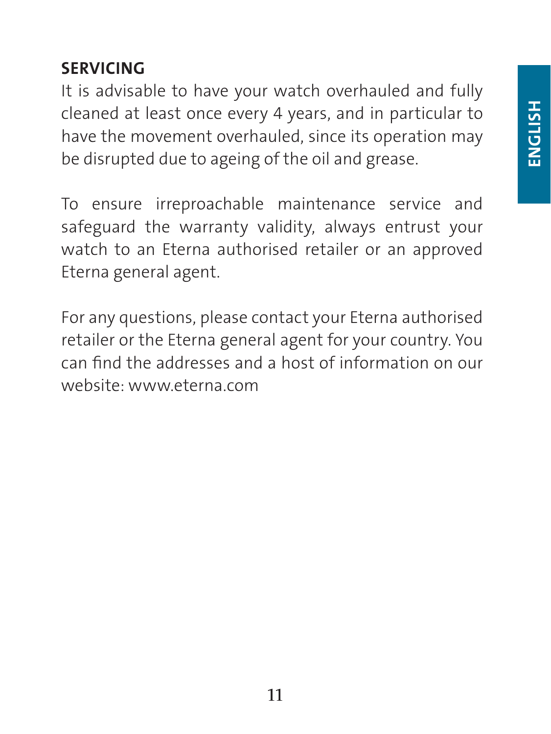## SERVICING

It is advisable to have your watch overhauled and fully cleaned at least once every 4 years, and in particular to have the movement overhauled, since its operation may be disrupted due to ageing of the oil and grease.

To ensure irreproachable maintenance service and safeguard the warranty validity, always entrust your watch to an Eterna authorised retailer or an approved Eterna general agent.

For any questions, please contact your Eterna authorised retailer or the Eterna general agent for your country. You can find the addresses and a host of information on our website: www.eterna.com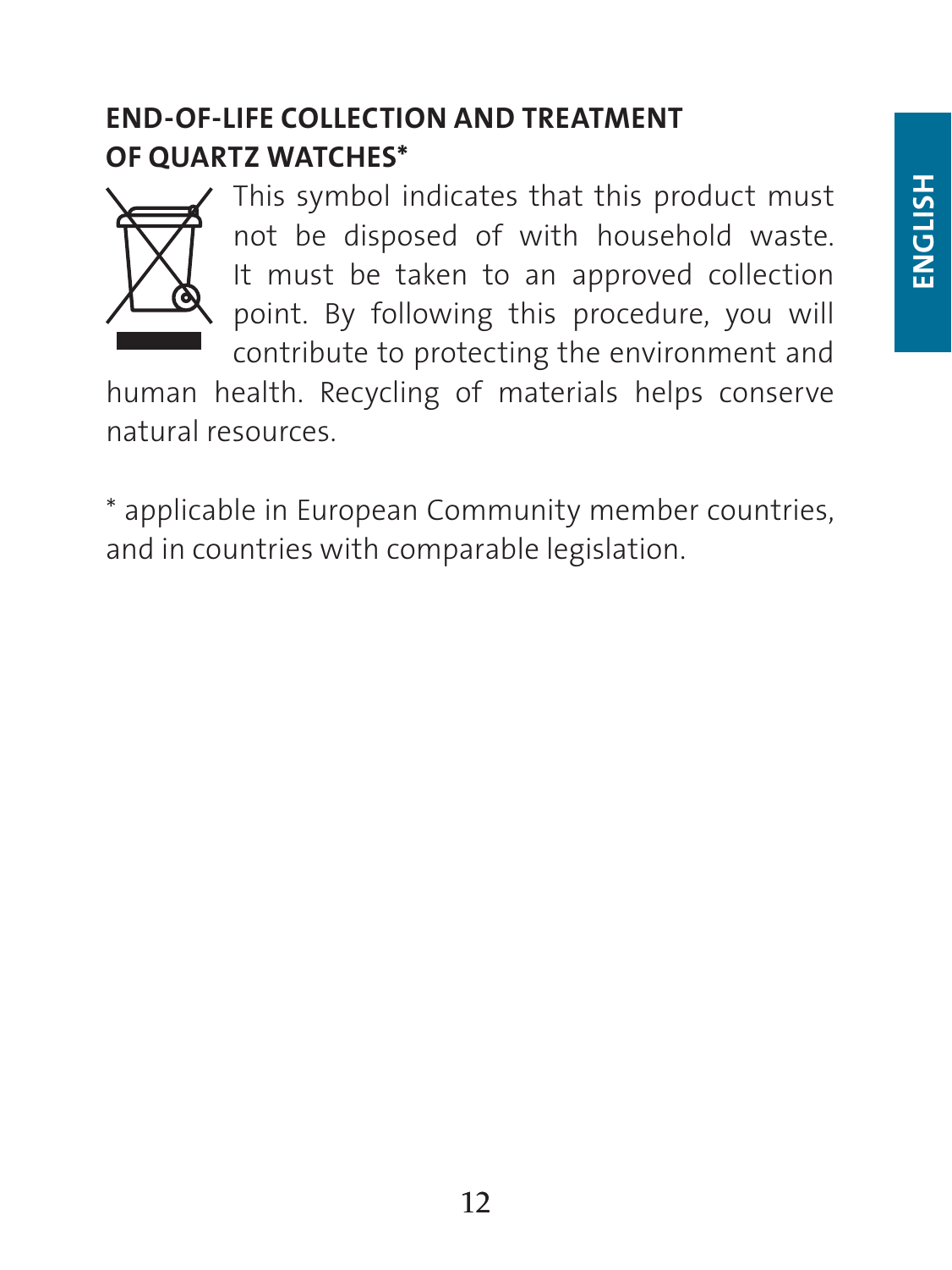## END-OF-LIFE COLLECTION AND TREATMENT OF QUARTZ WATCHES*

This symbol indicates that this product must not be disposed of with household waste. It must be taken to an approved collection point. By following this procedure, you will contribute to protecting the environment and human health. Recycling of materials helps conserve natural resources.

* applicable in European Community member countries, and in countries with comparable legislation.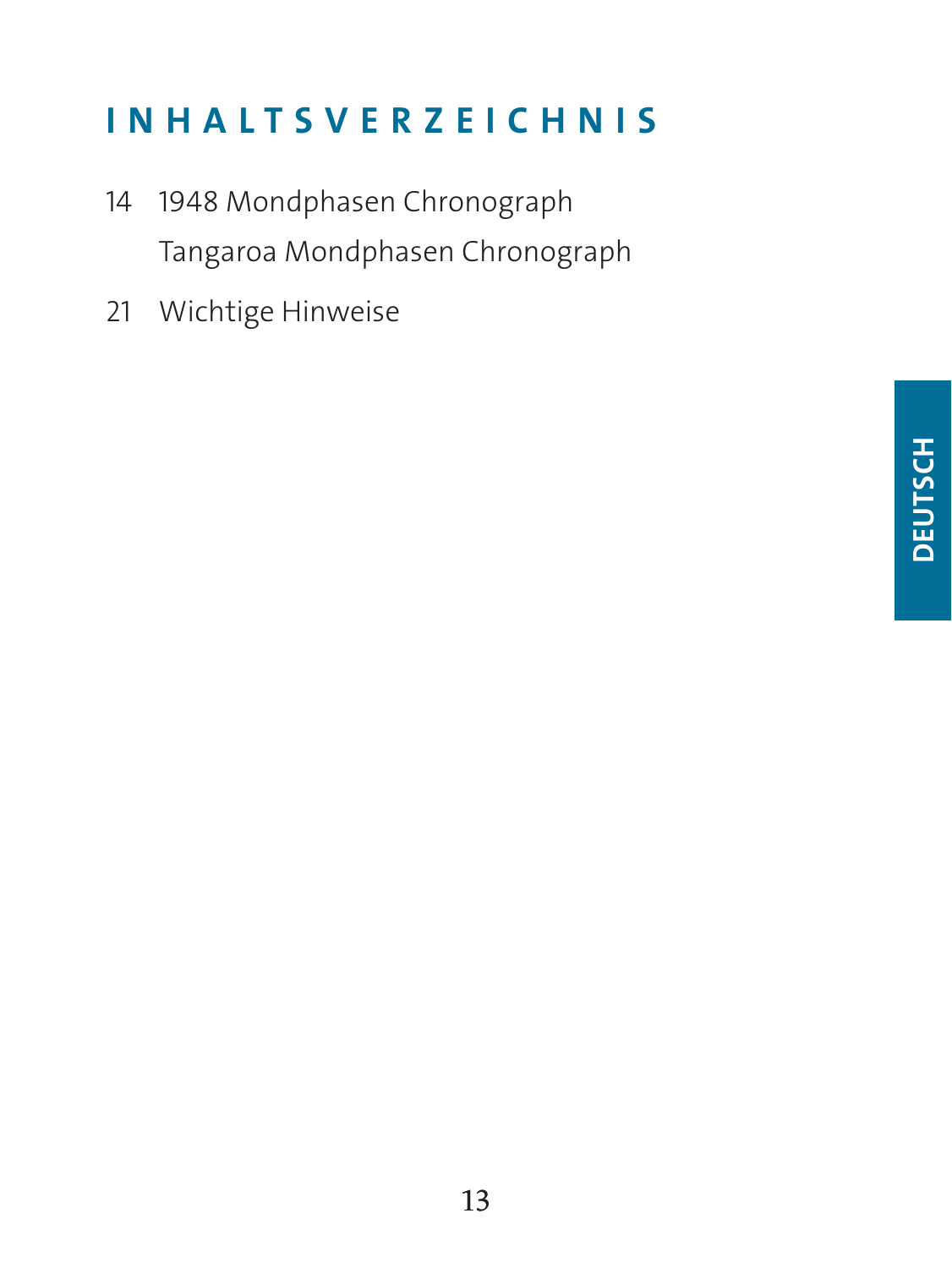# INHALTSVERZEICHNIS

14 1948 Mondphasen Chronograph
Tangaroa Mondphasen Chronograph

21 Wichtige Hinweise

DEUTSCH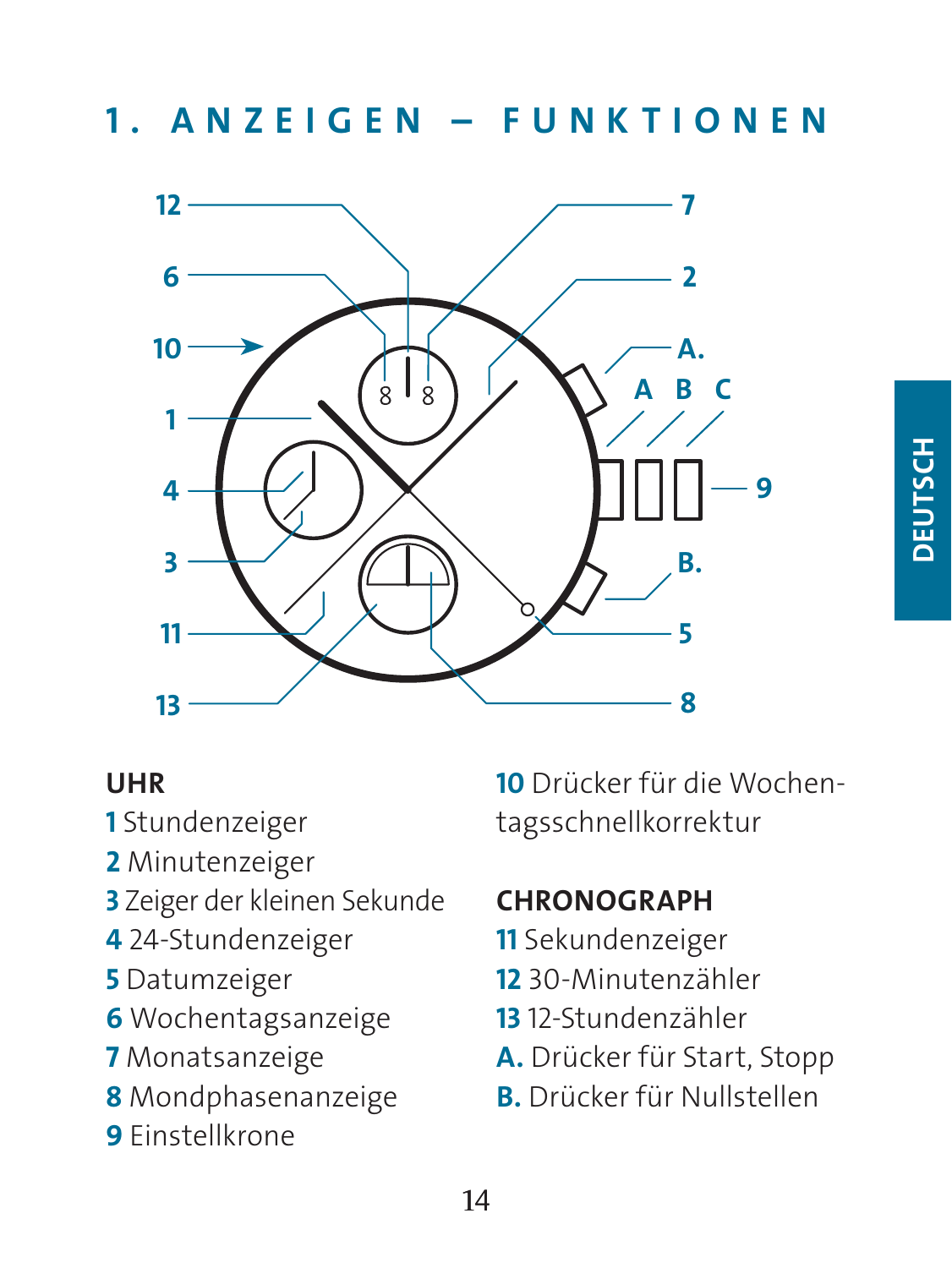# 1. ANZEIGEN – FUNKTIONEN

**UHR**

**1** Stundenzeiger
**2** Minutenzeiger
**3** Zeiger der kleinen Sekunde
**4** 24-Stundenzeiger
**5** Datumzeiger
**6** Wochentagsanzeige
**7** Monatsanzeige
**8** Mondphasenanzeige
**9** Einstellkrone
**10** Drücker für die Wochentagsschnellkorrektur

**CHRONOGRAPH**

**11** Sekundenzeiger
**12** 30-Minutenzähler
**13** 12-Stundenzähler
**A.** Drücker für Start, Stopp
**B.** Drücker für Nullstellen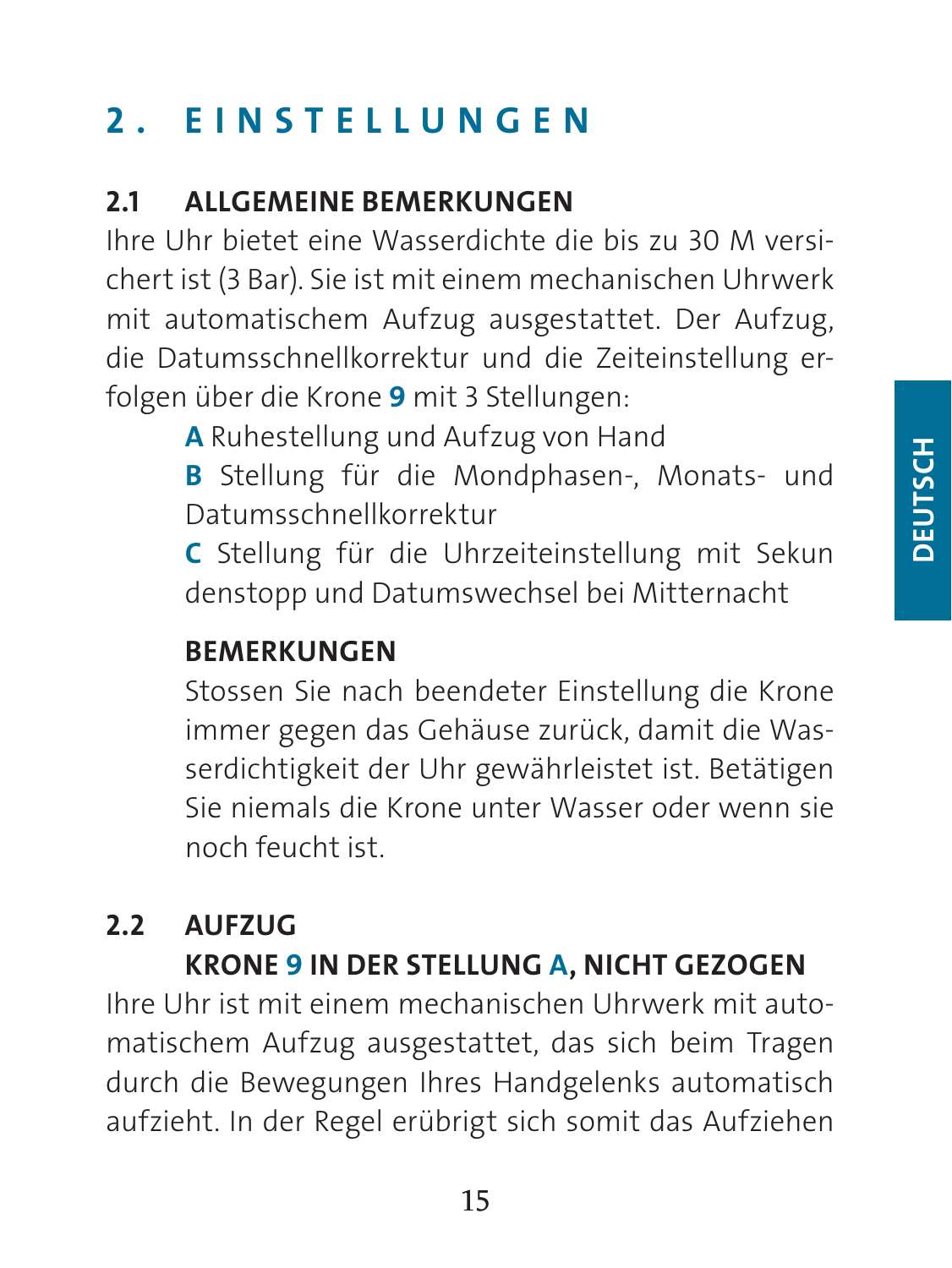# 2. EINSTELLUNGEN

## 2.1 ALLGEMEINE BEMERKUNGEN

Ihre Uhr bietet eine Wasserdichte die bis zu 30 M versichert ist (3 Bar). Sie ist mit einem mechanischen Uhrwerk mit automatischem Aufzug ausgestattet. Der Aufzug, die Datumsschnellkorrektur und die Zeiteinstellung erfolgen über die Krone **9** mit 3 Stellungen:

**A** Ruhestellung und Aufzug von Hand

**B** Stellung für die Mondphasen-, Monats- und Datumsschnellkorrektur

**C** Stellung für die Uhrzeiteinstellung mit Sekundenstopp und Datumswechsel bei Mitternacht

**BEMERKUNGEN**

Stossen Sie nach beendeter Einstellung die Krone immer gegen das Gehäuse zurück, damit die Wasserdichtigkeit der Uhr gewährleistet ist. Betätigen Sie niemals die Krone unter Wasser oder wenn sie noch feucht ist.

## 2.2 AUFZUG

### KRONE 9 IN DER STELLUNG A, NICHT GEZOGEN

Ihre Uhr ist mit einem mechanischen Uhrwerk mit automatischem Aufzug ausgestattet, das sich beim Tragen durch die Bewegungen Ihres Handgelenks automatisch aufzieht. In der Regel erübrigt sich somit das Aufziehen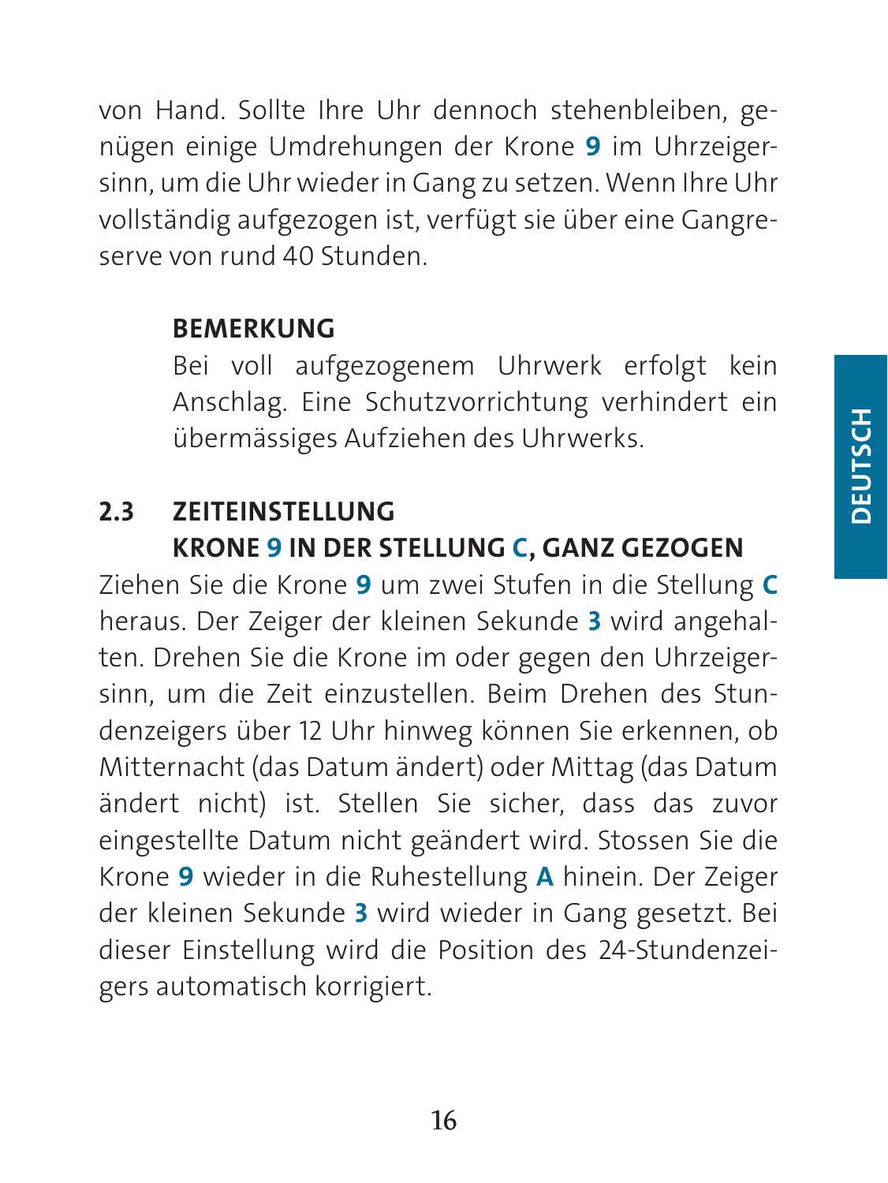von Hand. Sollte Ihre Uhr dennoch stehenbleiben, genügen einige Umdrehungen der Krone **9** im Uhrzeigersinn, um die Uhr wieder in Gang zu setzen. Wenn Ihre Uhr vollständig aufgezogen ist, verfügt sie über eine Gangreserve von rund 40 Stunden.

> **BEMERKUNG**
> Bei voll aufgezogenem Uhrwerk erfolgt kein Anschlag. Eine Schutzvorrichtung verhindert ein übermässiges Aufziehen des Uhrwerks.

## 2.3 ZEITEINSTELLUNG
## KRONE 9 IN DER STELLUNG C, GANZ GEZOGEN

Ziehen Sie die Krone **9** um zwei Stufen in die Stellung **C** heraus. Der Zeiger der kleinen Sekunde **3** wird angehalten. Drehen Sie die Krone im oder gegen den Uhrzeigersinn, um die Zeit einzustellen. Beim Drehen des Stundenzeigers über 12 Uhr hinweg können Sie erkennen, ob Mitternacht (das Datum ändert) oder Mittag (das Datum ändert nicht) ist. Stellen Sie sicher, dass das zuvor eingestellte Datum nicht geändert wird. Stossen Sie die Krone **9** wieder in die Ruhestellung **A** hinein. Der Zeiger der kleinen Sekunde **3** wird wieder in Gang gesetzt. Bei dieser Einstellung wird die Position des 24-Stundenzeigers automatisch korrigiert.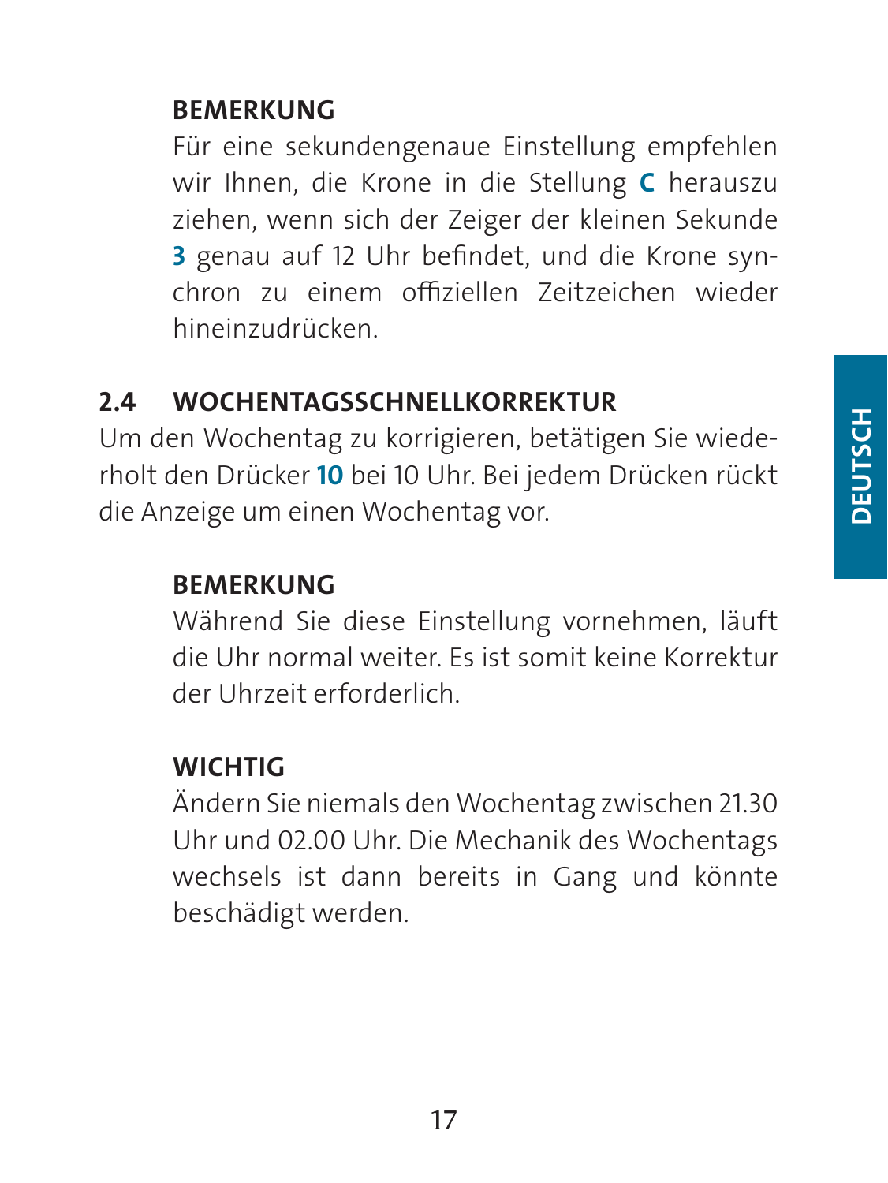**BEMERKUNG**

Für eine sekundengenaue Einstellung empfehlen wir Ihnen, die Krone in die Stellung **C** herauszu ziehen, wenn sich der Zeiger der kleinen Sekunde **3** genau auf 12 Uhr befindet, und die Krone synchron zu einem offiziellen Zeitzeichen wieder hineinzudrücken.

## 2.4 WOCHENTAGSSCHNELLKORREKTUR

Um den Wochentag zu korrigieren, betätigen Sie wiederholt den Drücker **10** bei 10 Uhr. Bei jedem Drücken rückt die Anzeige um einen Wochentag vor.

**BEMERKUNG**

Während Sie diese Einstellung vornehmen, läuft die Uhr normal weiter. Es ist somit keine Korrektur der Uhrzeit erforderlich.

**WICHTIG**

Ändern Sie niemals den Wochentag zwischen 21.30 Uhr und 02.00 Uhr. Die Mechanik des Wochentagswechsels ist dann bereits in Gang und könnte beschädigt werden.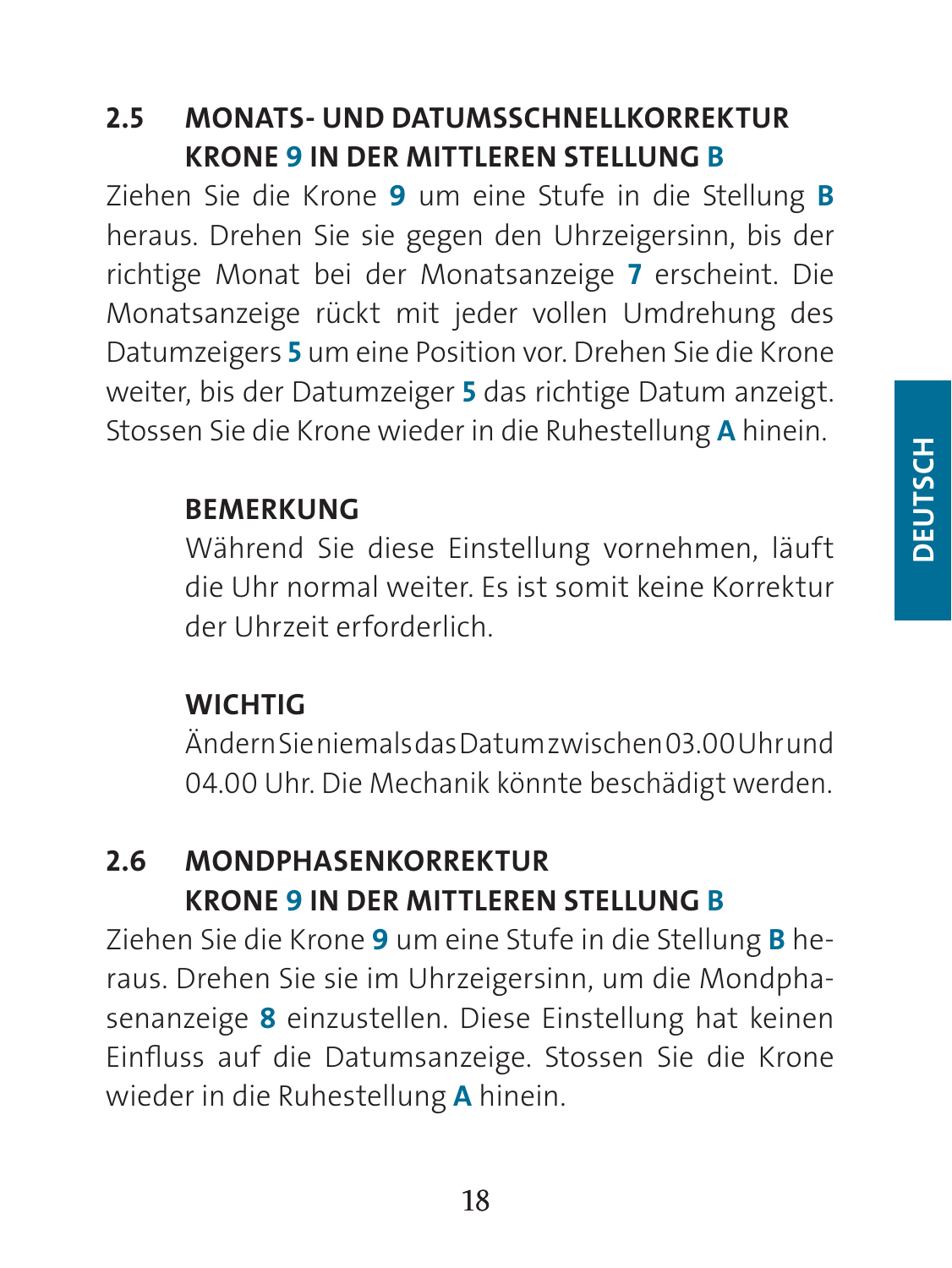## 2.5 MONATS- UND DATUMSSCHNELLKORREKTUR KRONE 9 IN DER MITTLEREN STELLUNG B

Ziehen Sie die Krone **9** um eine Stufe in die Stellung **B** heraus. Drehen Sie sie gegen den Uhrzeigersinn, bis der richtige Monat bei der Monatsanzeige **7** erscheint. Die Monatsanzeige rückt mit jeder vollen Umdrehung des Datumzeigers **5** um eine Position vor. Drehen Sie die Krone weiter, bis der Datumzeiger **5** das richtige Datum anzeigt. Stossen Sie die Krone wieder in die Ruhestellung **A** hinein.

**BEMERKUNG**

Während Sie diese Einstellung vornehmen, läuft die Uhr normal weiter. Es ist somit keine Korrektur der Uhrzeit erforderlich.

**WICHTIG**

Ändern Sie niemals das Datum zwischen 03.00 Uhr und 04.00 Uhr. Die Mechanik könnte beschädigt werden.

## 2.6 MONDPHASENKORREKTUR KRONE 9 IN DER MITTLEREN STELLUNG B

Ziehen Sie die Krone **9** um eine Stufe in die Stellung **B** heraus. Drehen Sie sie im Uhrzeigersinn, um die Mondphasenanzeige **8** einzustellen. Diese Einstellung hat keinen Einfluss auf die Datumsanzeige. Stossen Sie die Krone wieder in die Ruhestellung **A** hinein.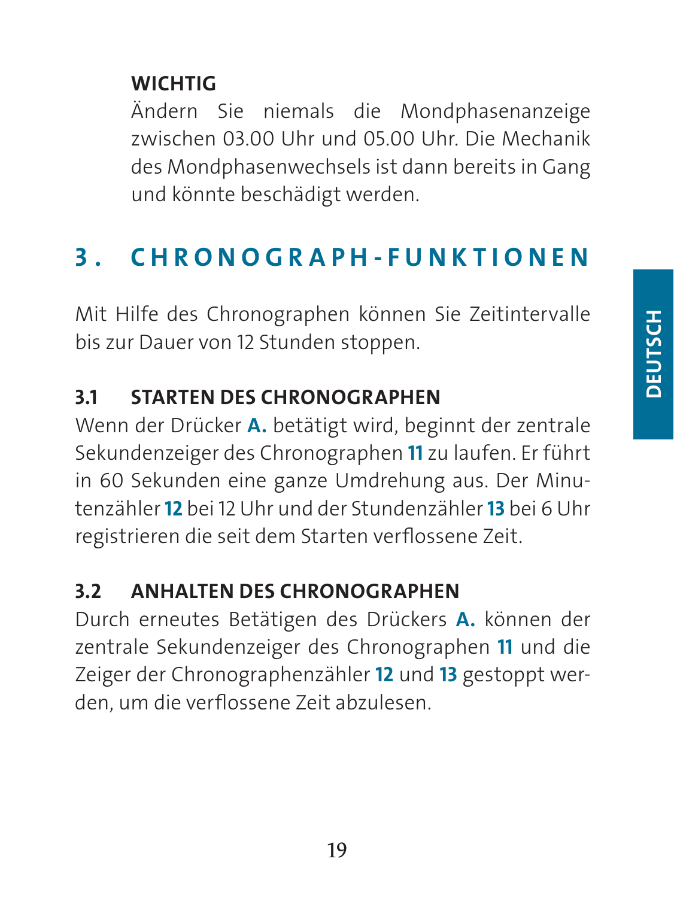**WICHTIG**

Ändern Sie niemals die Mondphasenanzeige zwischen 03.00 Uhr und 05.00 Uhr. Die Mechanik des Mondphasenwechsels ist dann bereits in Gang und könnte beschädigt werden.

## 3. CHRONOGRAPH-FUNKTIONEN

Mit Hilfe des Chronographen können Sie Zeitintervalle bis zur Dauer von 12 Stunden stoppen.

### 3.1 STARTEN DES CHRONOGRAPHEN

Wenn der Drücker **A.** betätigt wird, beginnt der zentrale Sekundenzeiger des Chronographen **11** zu laufen. Er führt in 60 Sekunden eine ganze Umdrehung aus. Der Minutenzähler **12** bei 12 Uhr und der Stundenzähler **13** bei 6 Uhr registrieren die seit dem Starten verflossene Zeit.

### 3.2 ANHALTEN DES CHRONOGRAPHEN

Durch erneutes Betätigen des Drückers **A.** können der zentrale Sekundenzeiger des Chronographen **11** und die Zeiger der Chronographenzähler **12** und **13** gestoppt werden, um die verflossene Zeit abzulesen.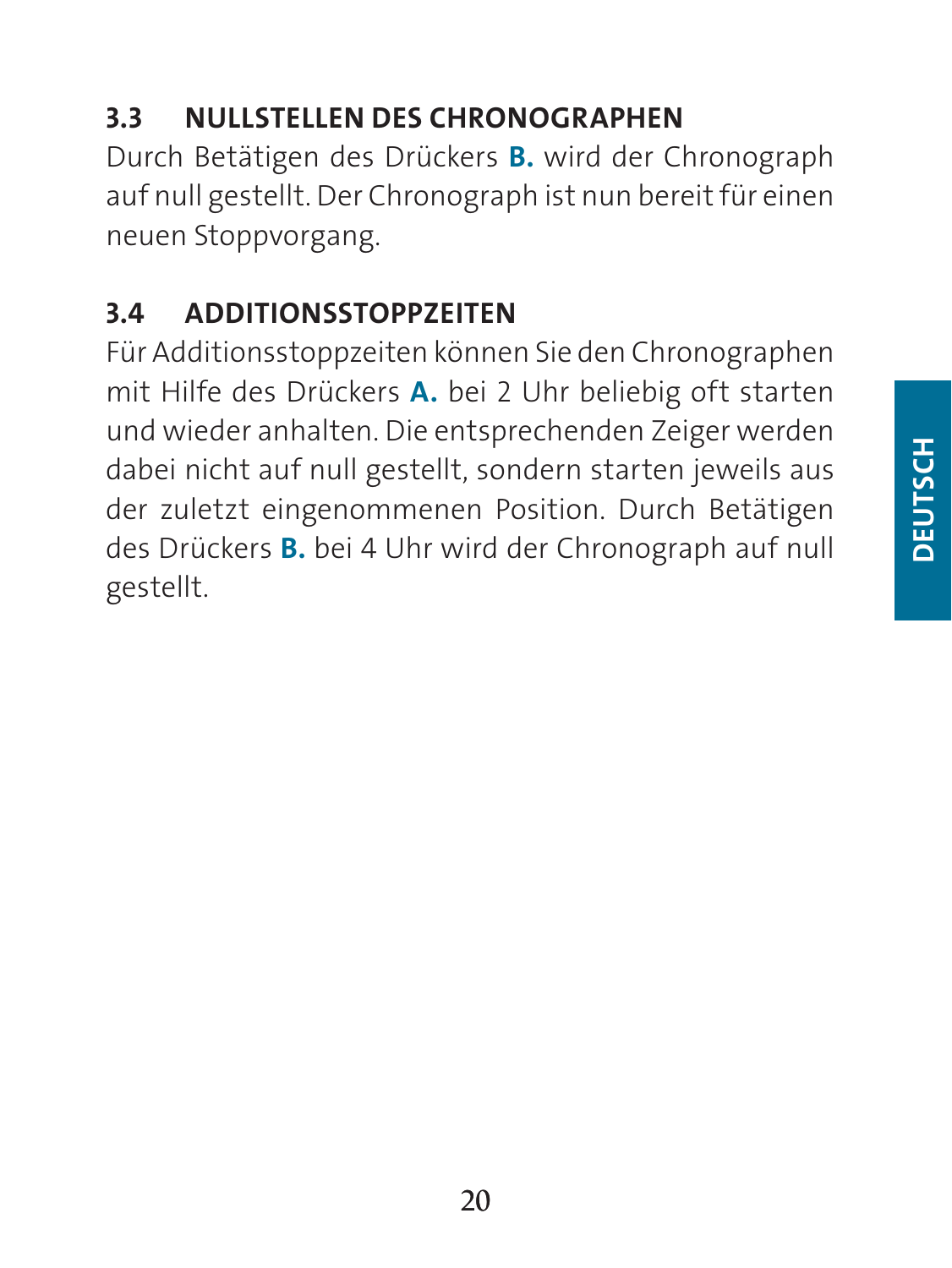## 3.3 NULLSTELLEN DES CHRONOGRAPHEN

Durch Betätigen des Drückers **B.** wird der Chronograph auf null gestellt. Der Chronograph ist nun bereit für einen neuen Stoppvorgang.

## 3.4 ADDITIONSSTOPPZEITEN

Für Additionsstoppzeiten können Sie den Chronographen mit Hilfe des Drückers **A.** bei 2 Uhr beliebig oft starten und wieder anhalten. Die entsprechenden Zeiger werden dabei nicht auf null gestellt, sondern starten jeweils aus der zuletzt eingenommenen Position. Durch Betätigen des Drückers **B.** bei 4 Uhr wird der Chronograph auf null gestellt.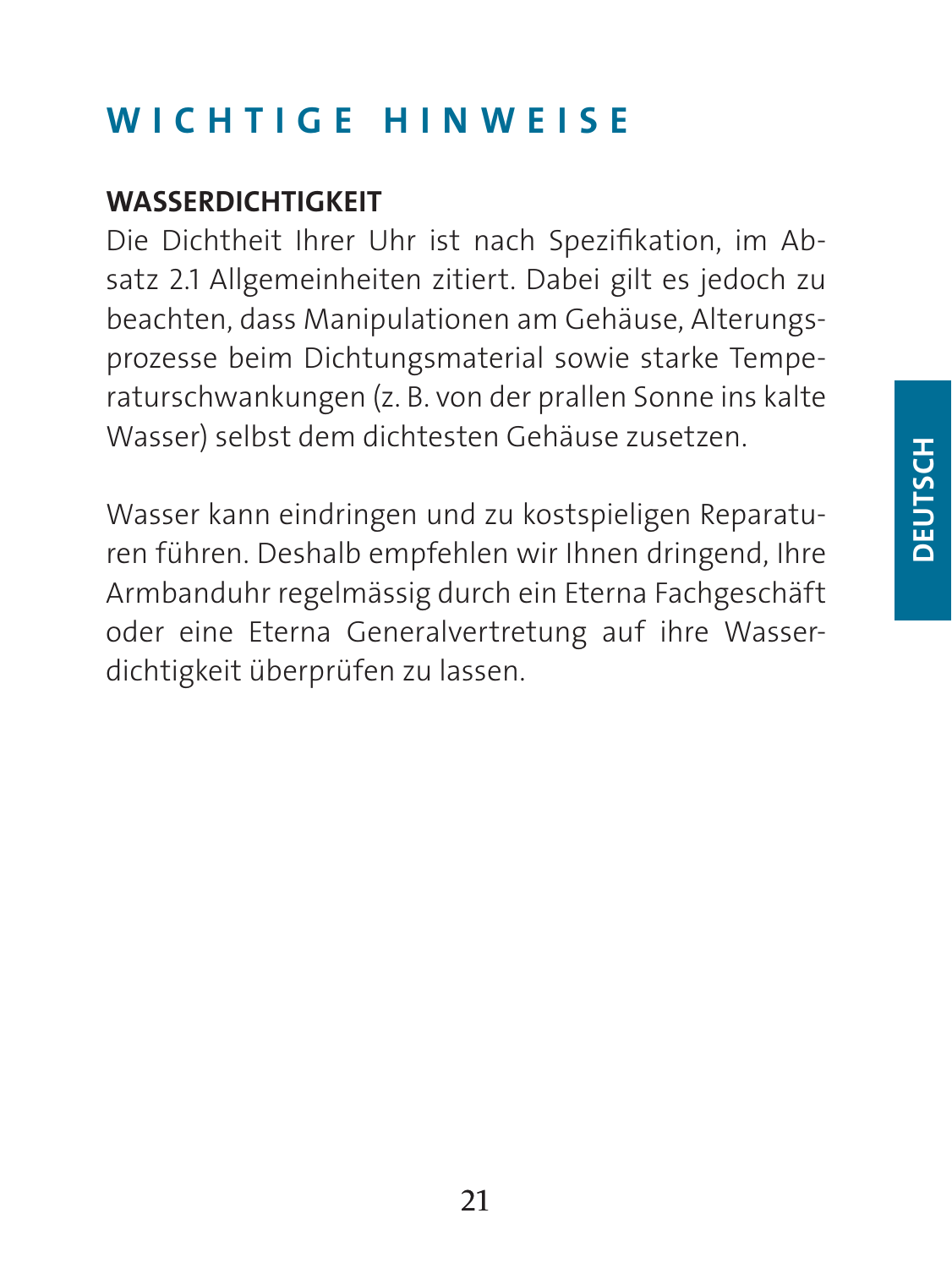# WICHTIGE HINWEISE

## WASSERDICHTIGKEIT

Die Dichtheit Ihrer Uhr ist nach Spezifikation, im Absatz 2.1 Allgemeinheiten zitiert. Dabei gilt es jedoch zu beachten, dass Manipulationen am Gehäuse, Alterungsprozesse beim Dichtungsmaterial sowie starke Temperaturschwankungen (z. B. von der prallen Sonne ins kalte Wasser) selbst dem dichtesten Gehäuse zusetzen.

Wasser kann eindringen und zu kostspieligen Reparaturen führen. Deshalb empfehlen wir Ihnen dringend, Ihre Armbanduhr regelmässig durch ein Eterna Fachgeschäft oder eine Eterna Generalvertretung auf ihre Wasserdichtigkeit überprüfen zu lassen.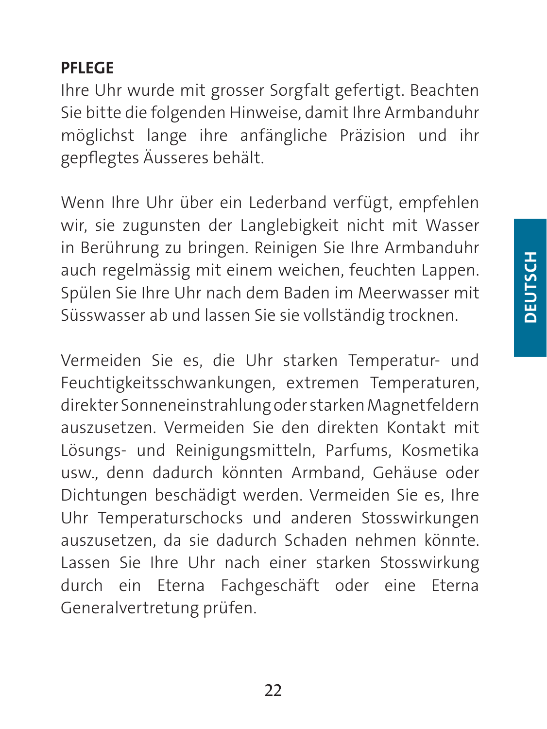## PFLEGE

Ihre Uhr wurde mit grosser Sorgfalt gefertigt. Beachten Sie bitte die folgenden Hinweise, damit Ihre Armbanduhr möglichst lange ihre anfängliche Präzision und ihr gepflegtes Äusseres behält.

Wenn Ihre Uhr über ein Lederband verfügt, empfehlen wir, sie zugunsten der Langlebigkeit nicht mit Wasser in Berührung zu bringen. Reinigen Sie Ihre Armbanduhr auch regelmässig mit einem weichen, feuchten Lappen. Spülen Sie Ihre Uhr nach dem Baden im Meerwasser mit Süsswasser ab und lassen Sie sie vollständig trocknen.

Vermeiden Sie es, die Uhr starken Temperatur- und Feuchtigkeitsschwankungen, extremen Temperaturen, direkter Sonneneinstrahlung oder starken Magnetfeldern auszusetzen. Vermeiden Sie den direkten Kontakt mit Lösungs- und Reinigungsmitteln, Parfums, Kosmetika usw., denn dadurch könnten Armband, Gehäuse oder Dichtungen beschädigt werden. Vermeiden Sie es, Ihre Uhr Temperaturschocks und anderen Stosswirkungen auszusetzen, da sie dadurch Schaden nehmen könnte. Lassen Sie Ihre Uhr nach einer starken Stosswirkung durch ein Eterna Fachgeschäft oder eine Eterna Generalvertretung prüfen.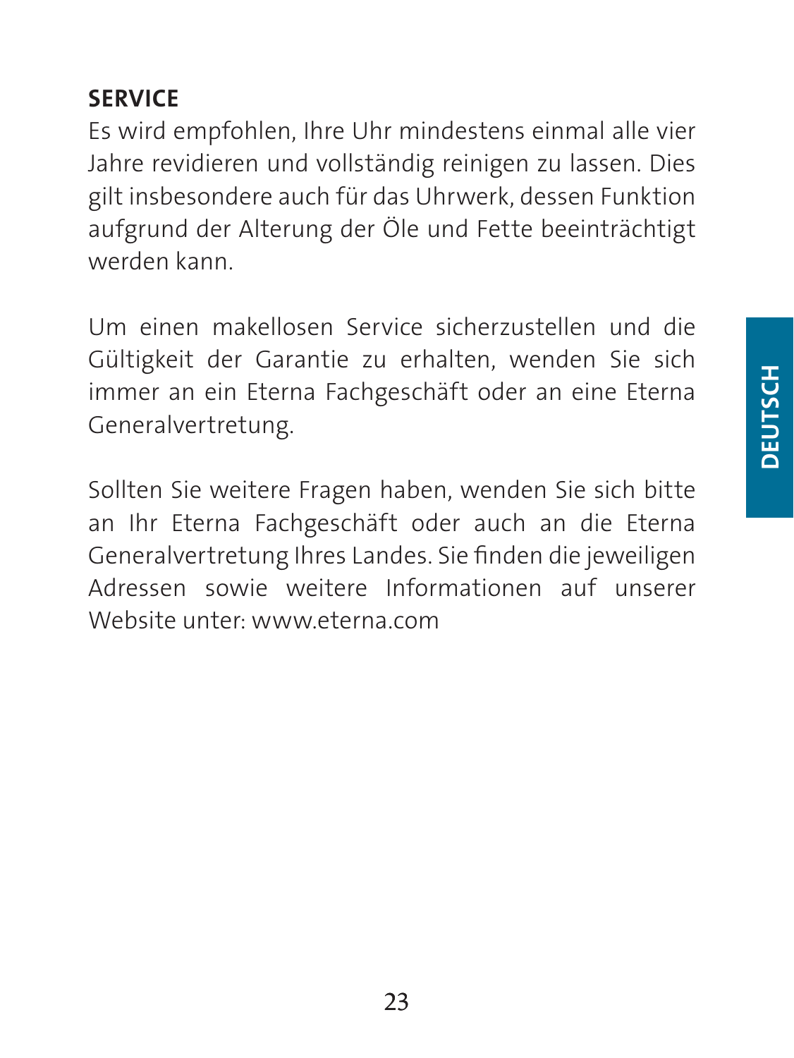## SERVICE

Es wird empfohlen, Ihre Uhr mindestens einmal alle vier Jahre revidieren und vollständig reinigen zu lassen. Dies gilt insbesondere auch für das Uhrwerk, dessen Funktion aufgrund der Alterung der Öle und Fette beeinträchtigt werden kann.

Um einen makellosen Service sicherzustellen und die Gültigkeit der Garantie zu erhalten, wenden Sie sich immer an ein Eterna Fachgeschäft oder an eine Eterna Generalvertretung.

Sollten Sie weitere Fragen haben, wenden Sie sich bitte an Ihr Eterna Fachgeschäft oder auch an die Eterna Generalvertretung Ihres Landes. Sie finden die jeweiligen Adressen sowie weitere Informationen auf unserer Website unter: www.eterna.com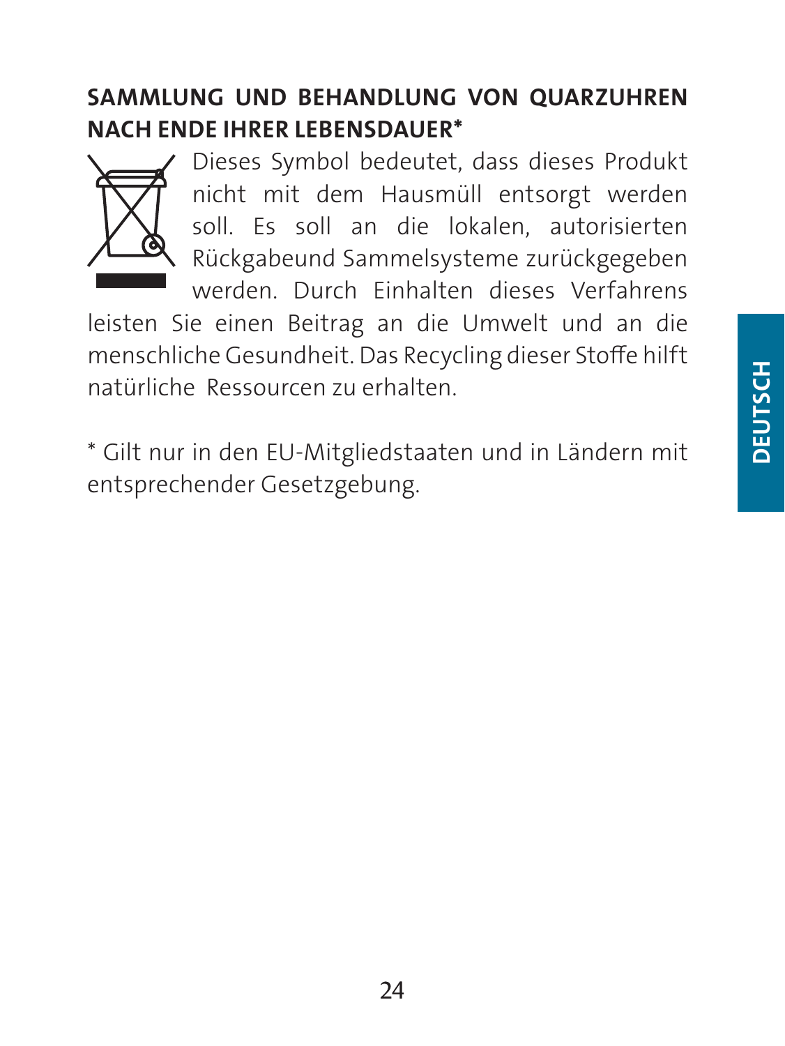## SAMMLUNG UND BEHANDLUNG VON QUARZUHREN NACH ENDE IHRER LEBENSDAUER*

Dieses Symbol bedeutet, dass dieses Produkt nicht mit dem Hausmüll entsorgt werden soll. Es soll an die lokalen, autorisierten Rückgabeund Sammelsysteme zurückgegeben werden. Durch Einhalten dieses Verfahrens leisten Sie einen Beitrag an die Umwelt und an die menschliche Gesundheit. Das Recycling dieser Stoffe hilft natürliche Ressourcen zu erhalten.

* Gilt nur in den EU-Mitgliedstaaten und in Ländern mit entsprechender Gesetzgebung.

DEUTSCH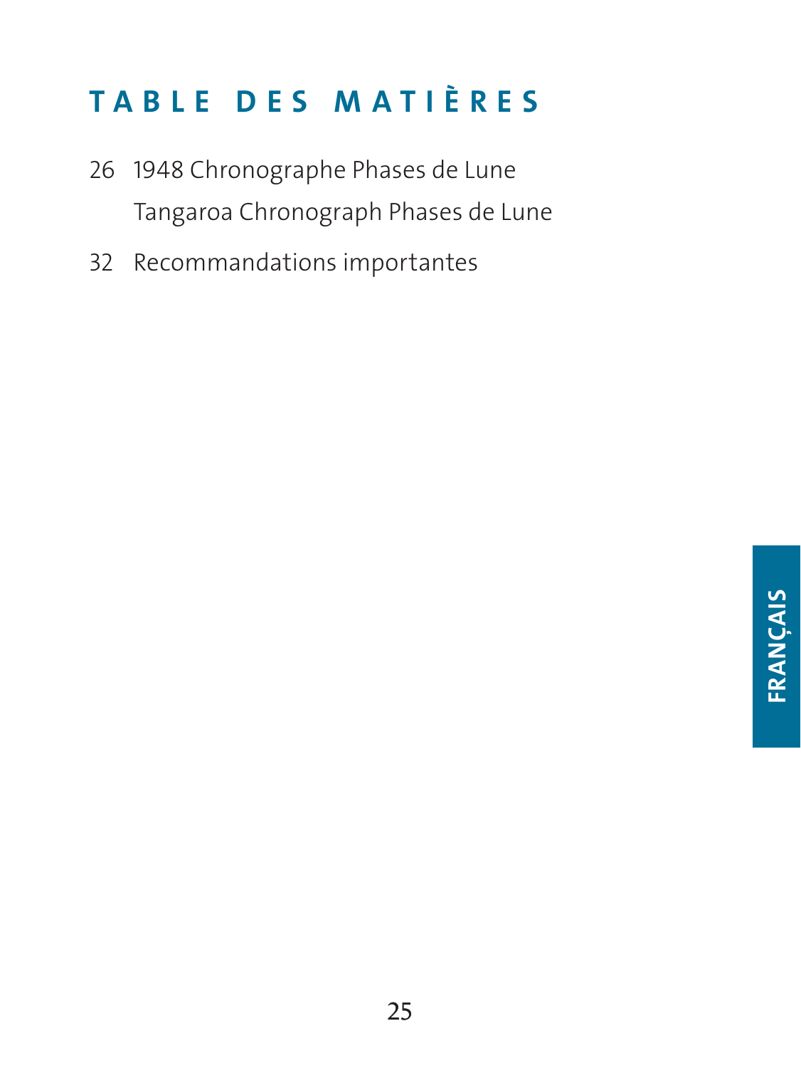# TABLE DES MATIÈRES

26 1948 Chronographe Phases de Lune
Tangaroa Chronograph Phases de Lune

32 Recommandations importantes

FRANÇAIS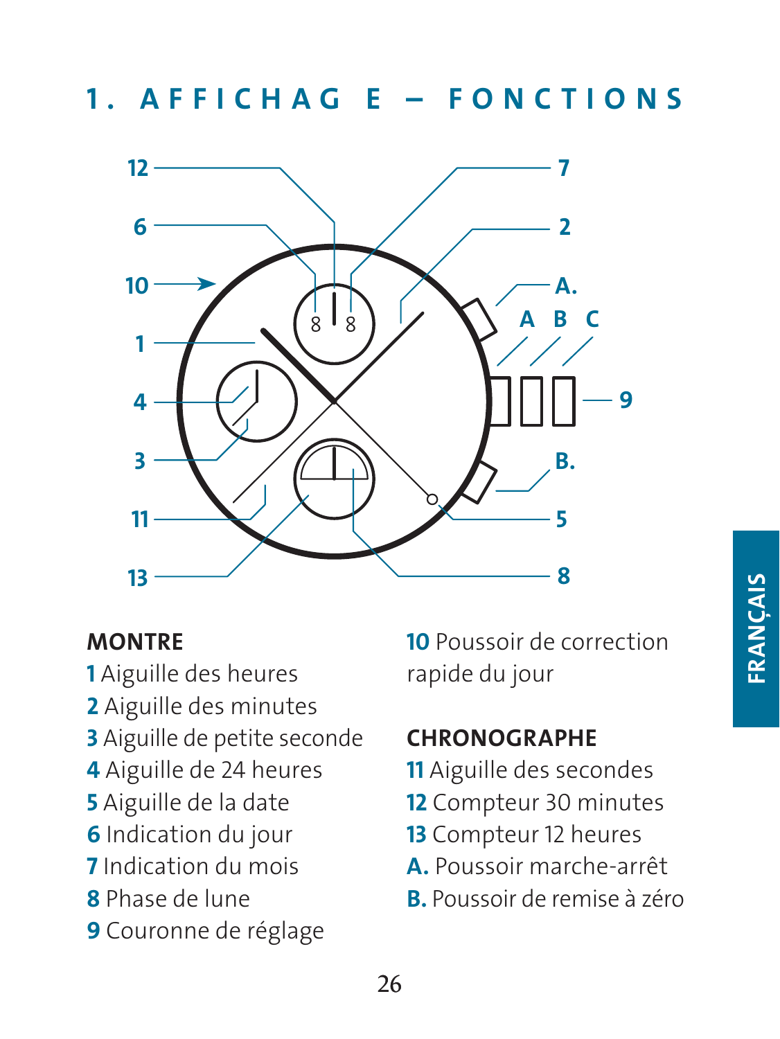# 1. AFFICHAGE – FONCTIONS

**MONTRE**

**1** Aiguille des heures
**2** Aiguille des minutes
**3** Aiguille de petite seconde
**4** Aiguille de 24 heures
**5** Aiguille de la date
**6** Indication du jour
**7** Indication du mois
**8** Phase de lune
**9** Couronne de réglage
**10** Poussoir de correction rapide du jour

**CHRONOGRAPHE**

**11** Aiguille des secondes
**12** Compteur 30 minutes
**13** Compteur 12 heures
**A.** Poussoir marche-arrêt
**B.** Poussoir de remise à zéro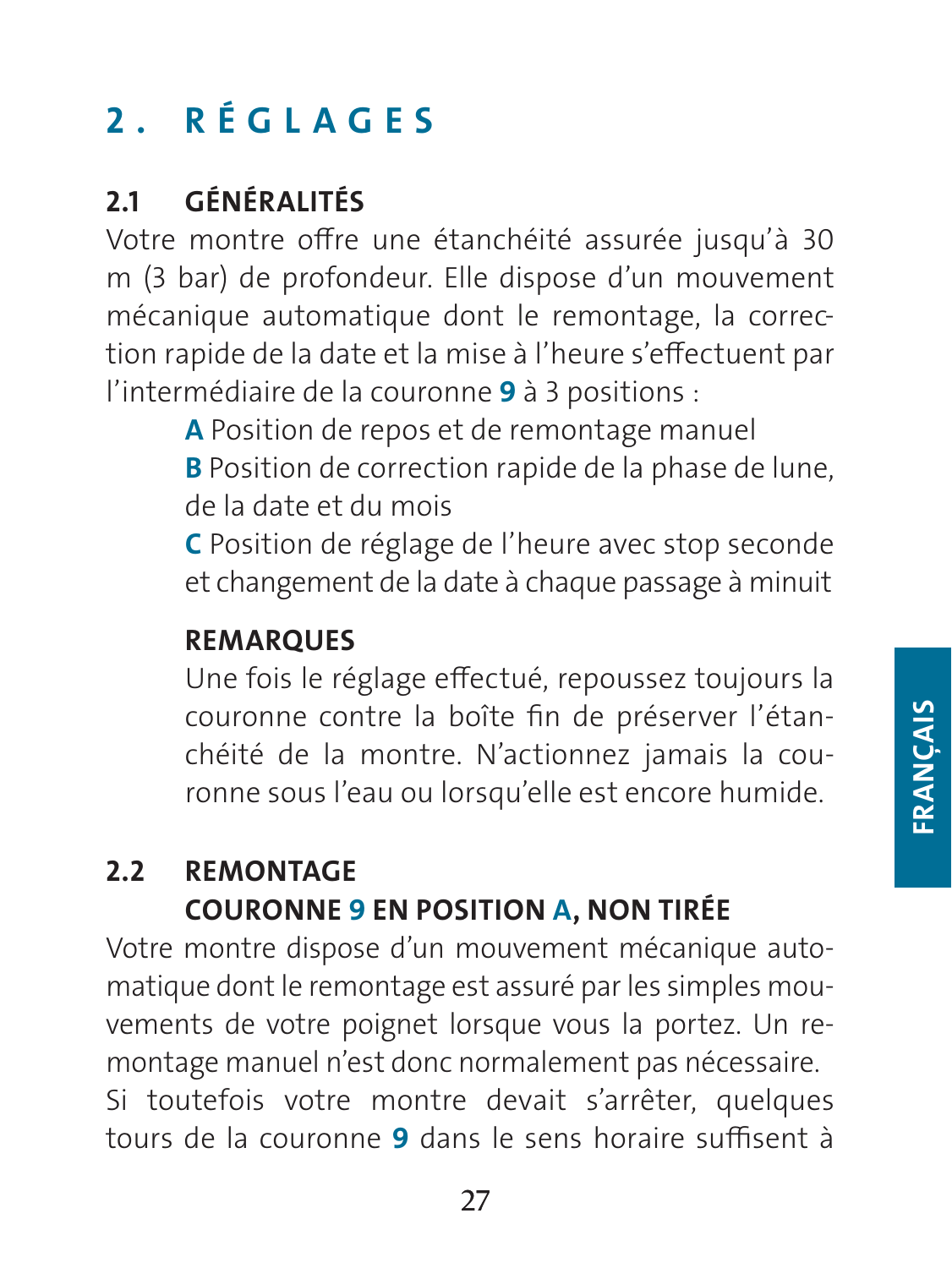# 2. RÉGLAGES

## 2.1 GÉNÉRALITÉS

Votre montre offre une étanchéité assurée jusqu'à 30 m (3 bar) de profondeur. Elle dispose d'un mouvement mécanique automatique dont le remontage, la correction rapide de la date et la mise à l'heure s'effectuent par l'intermédiaire de la couronne **9** à 3 positions :

**A** Position de repos et de remontage manuel

**B** Position de correction rapide de la phase de lune, de la date et du mois

**C** Position de réglage de l'heure avec stop seconde et changement de la date à chaque passage à minuit

**REMARQUES**

Une fois le réglage effectué, repoussez toujours la couronne contre la boîte fin de préserver l'étanchéité de la montre. N'actionnez jamais la couronne sous l'eau ou lorsqu'elle est encore humide.

## 2.2 REMONTAGE COURONNE 9 EN POSITION A, NON TIRÉE

Votre montre dispose d'un mouvement mécanique automatique dont le remontage est assuré par les simples mouvements de votre poignet lorsque vous la portez. Un remontage manuel n'est donc normalement pas nécessaire.
Si toutefois votre montre devait s'arrêter, quelques tours de la couronne **9** dans le sens horaire suffisent à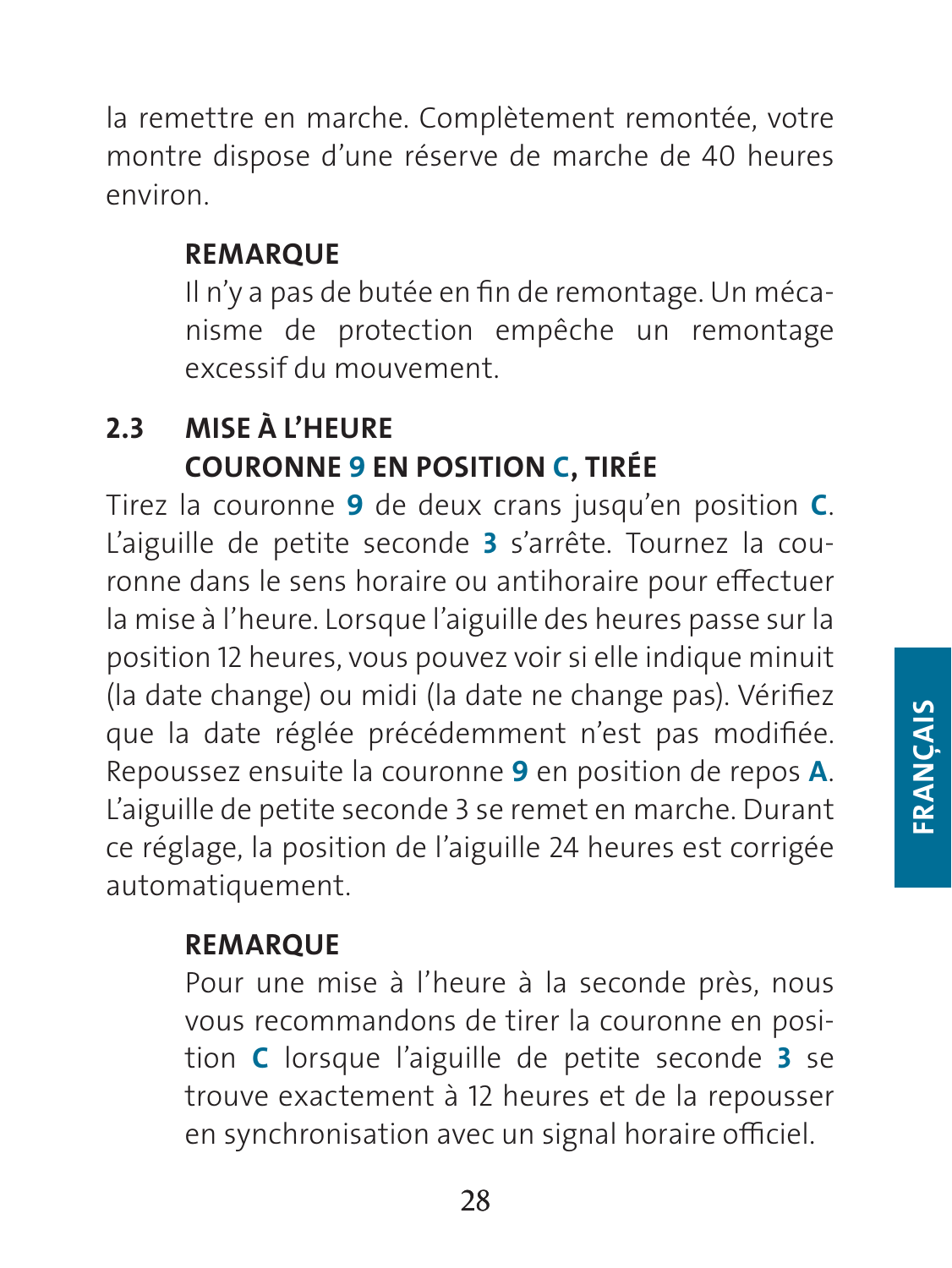la remettre en marche. Complètement remontée, votre montre dispose d'une réserve de marche de 40 heures environ.

> **REMARQUE**
> Il n'y a pas de butée en fin de remontage. Un mécanisme de protection empêche un remontage excessif du mouvement.

## 2.3 MISE À L'HEURE COURONNE **9** EN POSITION **C**, TIRÉE

Tirez la couronne **9** de deux crans jusqu'en position **C**. L'aiguille de petite seconde **3** s'arrête. Tournez la couronne dans le sens horaire ou antihoraire pour effectuer la mise à l'heure. Lorsque l'aiguille des heures passe sur la position 12 heures, vous pouvez voir si elle indique minuit (la date change) ou midi (la date ne change pas). Vérifiez que la date réglée précédemment n'est pas modifiée. Repoussez ensuite la couronne **9** en position de repos **A**. L'aiguille de petite seconde 3 se remet en marche. Durant ce réglage, la position de l'aiguille 24 heures est corrigée automatiquement.

> **REMARQUE**
> Pour une mise à l'heure à la seconde près, nous vous recommandons de tirer la couronne en position **C** lorsque l'aiguille de petite seconde **3** se trouve exactement à 12 heures et de la repousser en synchronisation avec un signal horaire officiel.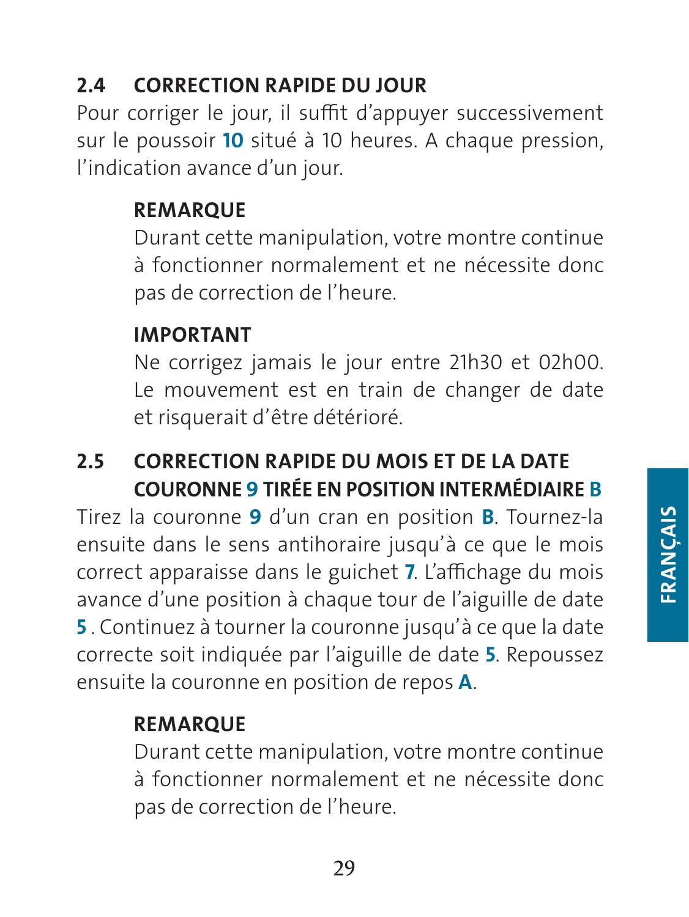## 2.4 CORRECTION RAPIDE DU JOUR

Pour corriger le jour, il suffit d'appuyer successivement sur le poussoir **10** situé à 10 heures. A chaque pression, l'indication avance d'un jour.

> **REMARQUE**
>
> Durant cette manipulation, votre montre continue à fonctionner normalement et ne nécessite donc pas de correction de l'heure.

> **IMPORTANT**
>
> Ne corrigez jamais le jour entre 21h30 et 02h00. Le mouvement est en train de changer de date et risquerait d'être détérioré.

## 2.5 CORRECTION RAPIDE DU MOIS ET DE LA DATE COURONNE 9 TIRÉE EN POSITION INTERMÉDIAIRE B

Tirez la couronne **9** d'un cran en position **B**. Tournez-la ensuite dans le sens antihoraire jusqu'à ce que le mois correct apparaisse dans le guichet **7**. L'affichage du mois avance d'une position à chaque tour de l'aiguille de date **5** . Continuez à tourner la couronne jusqu'à ce que la date correcte soit indiquée par l'aiguille de date **5**. Repoussez ensuite la couronne en position de repos **A**.

> **REMARQUE**
>
> Durant cette manipulation, votre montre continue à fonctionner normalement et ne nécessite donc pas de correction de l'heure.

FRANÇAIS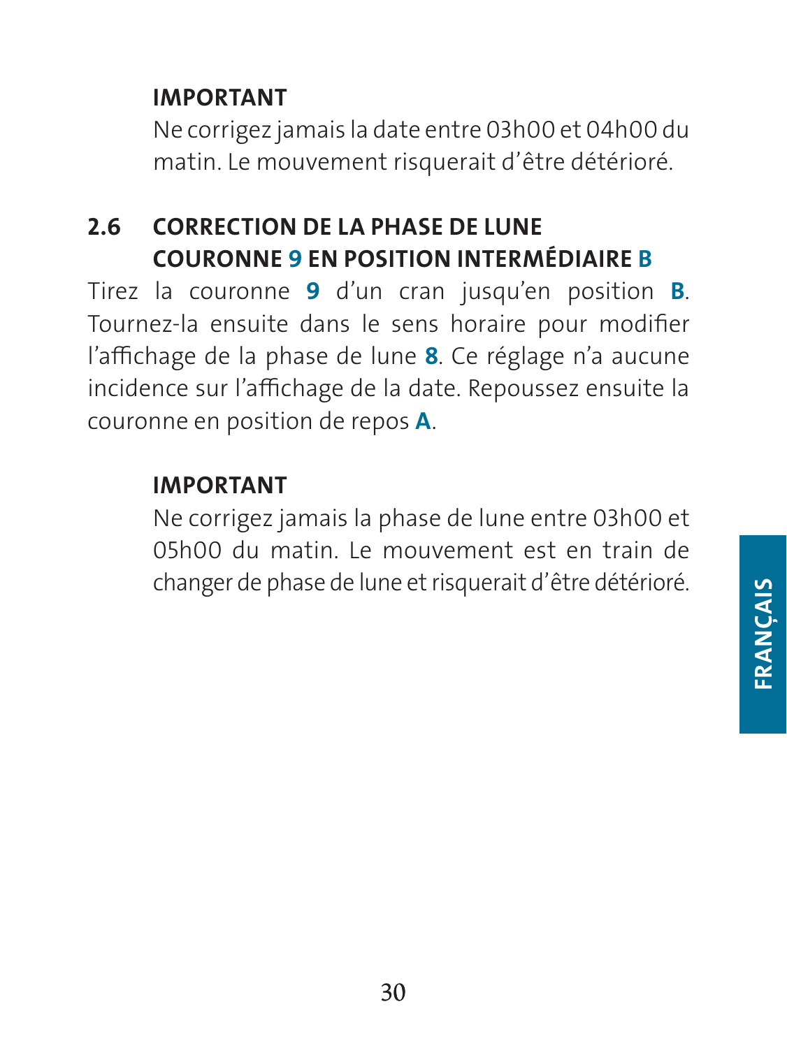**IMPORTANT**

Ne corrigez jamais la date entre 03h00 et 04h00 du matin. Le mouvement risquerait d'être détérioré.

## 2.6 CORRECTION DE LA PHASE DE LUNE COURONNE 9 EN POSITION INTERMÉDIAIRE B

Tirez la couronne **9** d'un cran jusqu'en position **B**. Tournez-la ensuite dans le sens horaire pour modifier l'affichage de la phase de lune **8**. Ce réglage n'a aucune incidence sur l'affichage de la date. Repoussez ensuite la couronne en position de repos **A**.

**IMPORTANT**

Ne corrigez jamais la phase de lune entre 03h00 et 05h00 du matin. Le mouvement est en train de changer de phase de lune et risquerait d'être détérioré.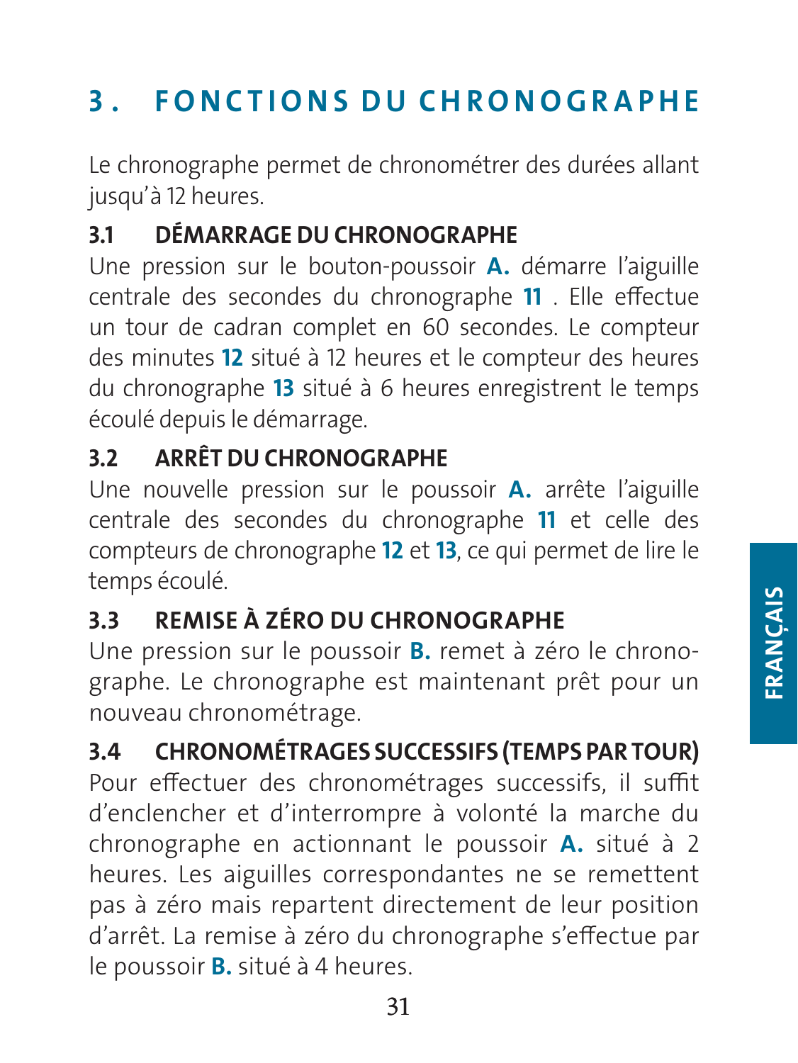# 3. FONCTIONS DU CHRONOGRAPHE

Le chronographe permet de chronométrer des durées allant jusqu'à 12 heures.

## 3.1 DÉMARRAGE DU CHRONOGRAPHE

Une pression sur le bouton-poussoir **A.** démarre l'aiguille centrale des secondes du chronographe **11** . Elle effectue un tour de cadran complet en 60 secondes. Le compteur des minutes **12** situé à 12 heures et le compteur des heures du chronographe **13** situé à 6 heures enregistrent le temps écoulé depuis le démarrage.

## 3.2 ARRÊT DU CHRONOGRAPHE

Une nouvelle pression sur le poussoir **A.** arrête l'aiguille centrale des secondes du chronographe **11** et celle des compteurs de chronographe **12** et **13**, ce qui permet de lire le temps écoulé.

## 3.3 REMISE À ZÉRO DU CHRONOGRAPHE

Une pression sur le poussoir **B.** remet à zéro le chronographe. Le chronographe est maintenant prêt pour un nouveau chronométrage.

## 3.4 CHRONOMÉTRAGES SUCCESSIFS (TEMPS PAR TOUR)

Pour effectuer des chronométrages successifs, il suffit d'enclencher et d'interrompre à volonté la marche du chronographe en actionnant le poussoir **A.** situé à 2 heures. Les aiguilles correspondantes ne se remettent pas à zéro mais repartent directement de leur position d'arrêt. La remise à zéro du chronographe s'effectue par le poussoir **B.** situé à 4 heures.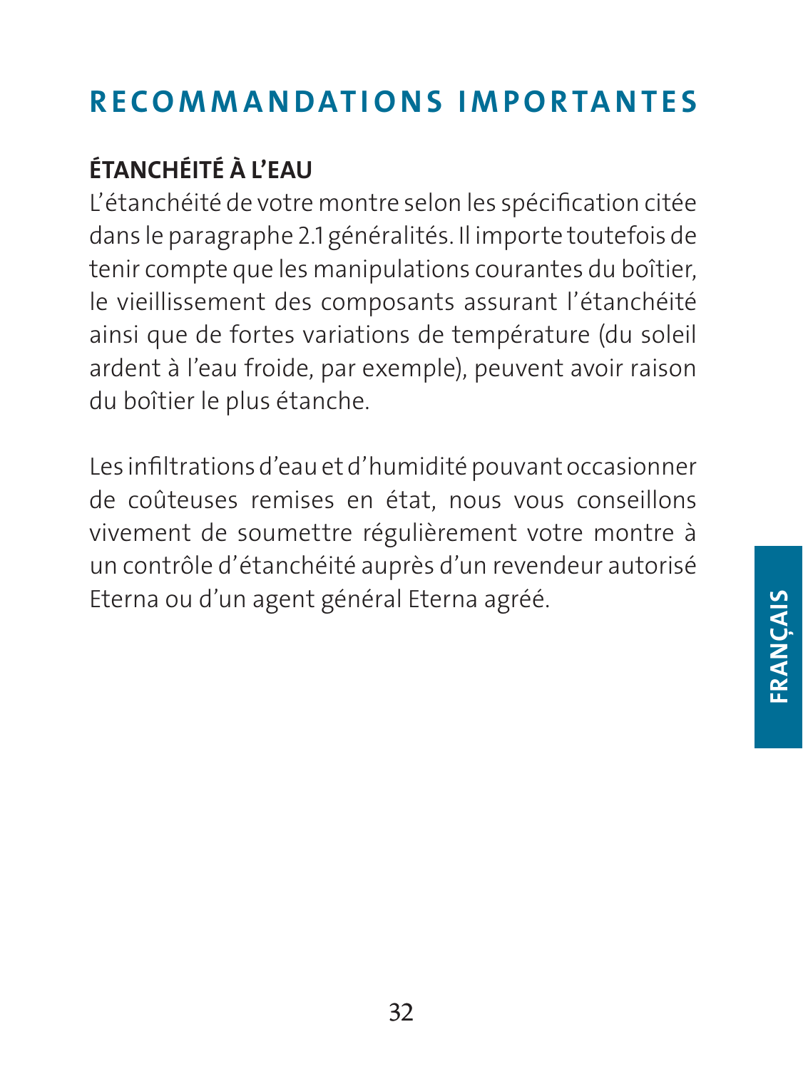# RECOMMANDATIONS IMPORTANTES

## ÉTANCHÉITÉ À L'EAU

L'étanchéité de votre montre selon les spécification citée dans le paragraphe 2.1 généralités. Il importe toutefois de tenir compte que les manipulations courantes du boîtier, le vieillissement des composants assurant l'étanchéité ainsi que de fortes variations de température (du soleil ardent à l'eau froide, par exemple), peuvent avoir raison du boîtier le plus étanche.

Les infiltrations d'eau et d'humidité pouvant occasionner de coûteuses remises en état, nous vous conseillons vivement de soumettre régulièrement votre montre à un contrôle d'étanchéité auprès d'un revendeur autorisé Eterna ou d'un agent général Eterna agréé.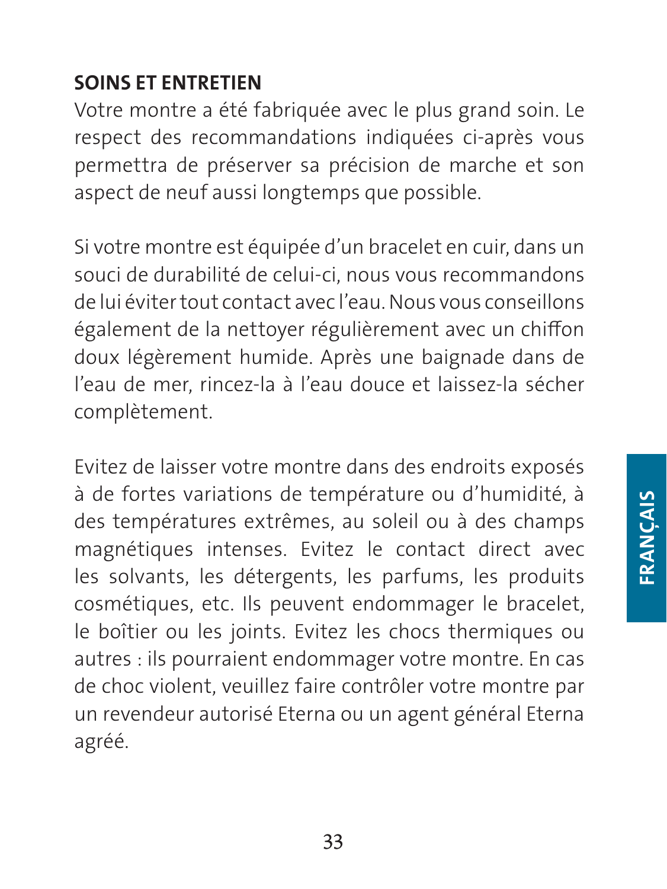## SOINS ET ENTRETIEN

Votre montre a été fabriquée avec le plus grand soin. Le respect des recommandations indiquées ci-après vous permettra de préserver sa précision de marche et son aspect de neuf aussi longtemps que possible.

Si votre montre est équipée d'un bracelet en cuir, dans un souci de durabilité de celui-ci, nous vous recommandons de lui éviter tout contact avec l'eau. Nous vous conseillons également de la nettoyer régulièrement avec un chiffon doux légèrement humide. Après une baignade dans de l'eau de mer, rincez-la à l'eau douce et laissez-la sécher complètement.

Evitez de laisser votre montre dans des endroits exposés à de fortes variations de température ou d'humidité, à des températures extrêmes, au soleil ou à des champs magnétiques intenses. Evitez le contact direct avec les solvants, les détergents, les parfums, les produits cosmétiques, etc. Ils peuvent endommager le bracelet, le boîtier ou les joints. Evitez les chocs thermiques ou autres : ils pourraient endommager votre montre. En cas de choc violent, veuillez faire contrôler votre montre par un revendeur autorisé Eterna ou un agent général Eterna agréé.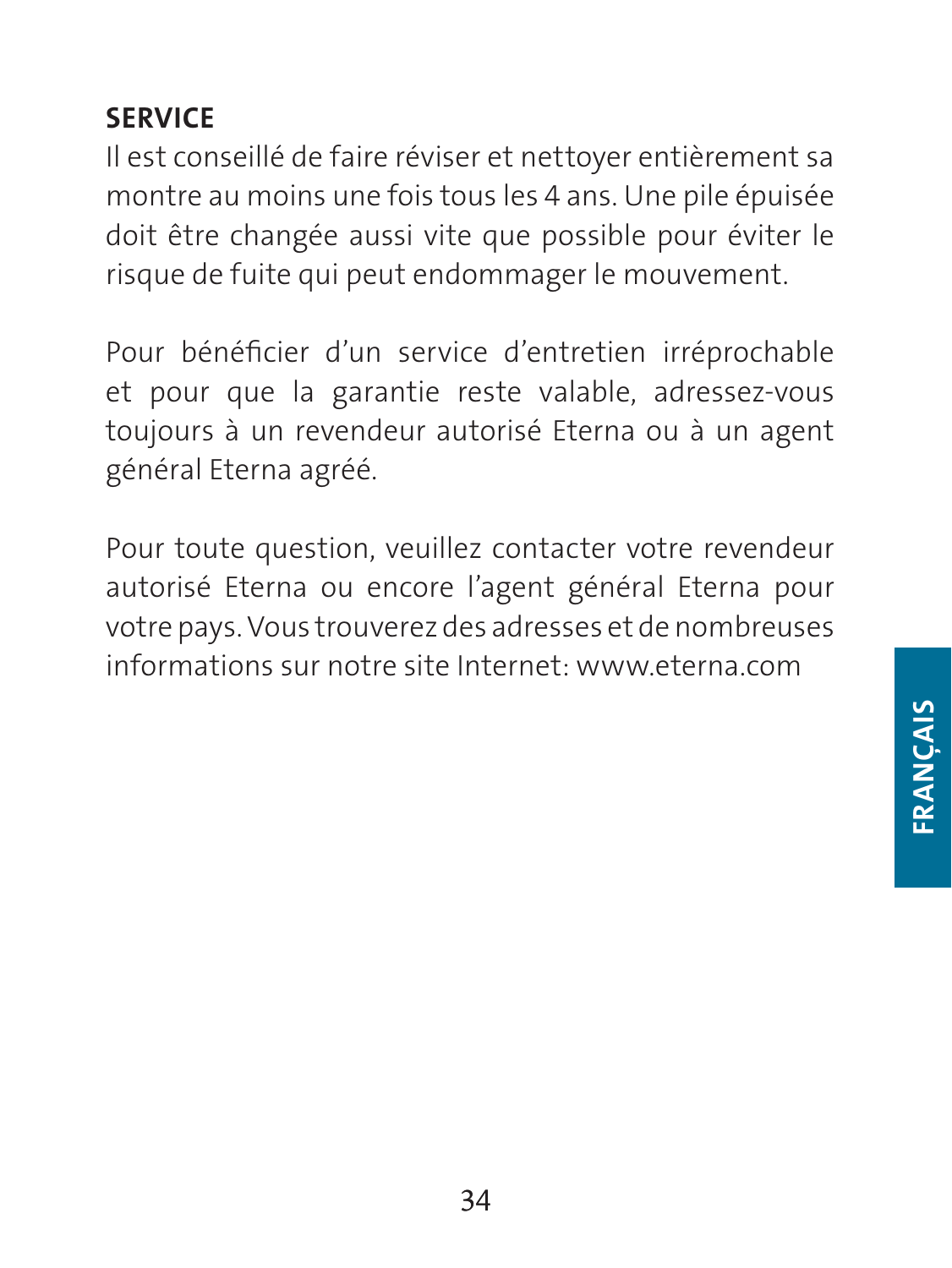## SERVICE

Il est conseillé de faire réviser et nettoyer entièrement sa montre au moins une fois tous les 4 ans. Une pile épuisée doit être changée aussi vite que possible pour éviter le risque de fuite qui peut endommager le mouvement.

Pour bénéficier d'un service d'entretien irréprochable et pour que la garantie reste valable, adressez-vous toujours à un revendeur autorisé Eterna ou à un agent général Eterna agréé.

Pour toute question, veuillez contacter votre revendeur autorisé Eterna ou encore l'agent général Eterna pour votre pays. Vous trouverez des adresses et de nombreuses informations sur notre site Internet: www.eterna.com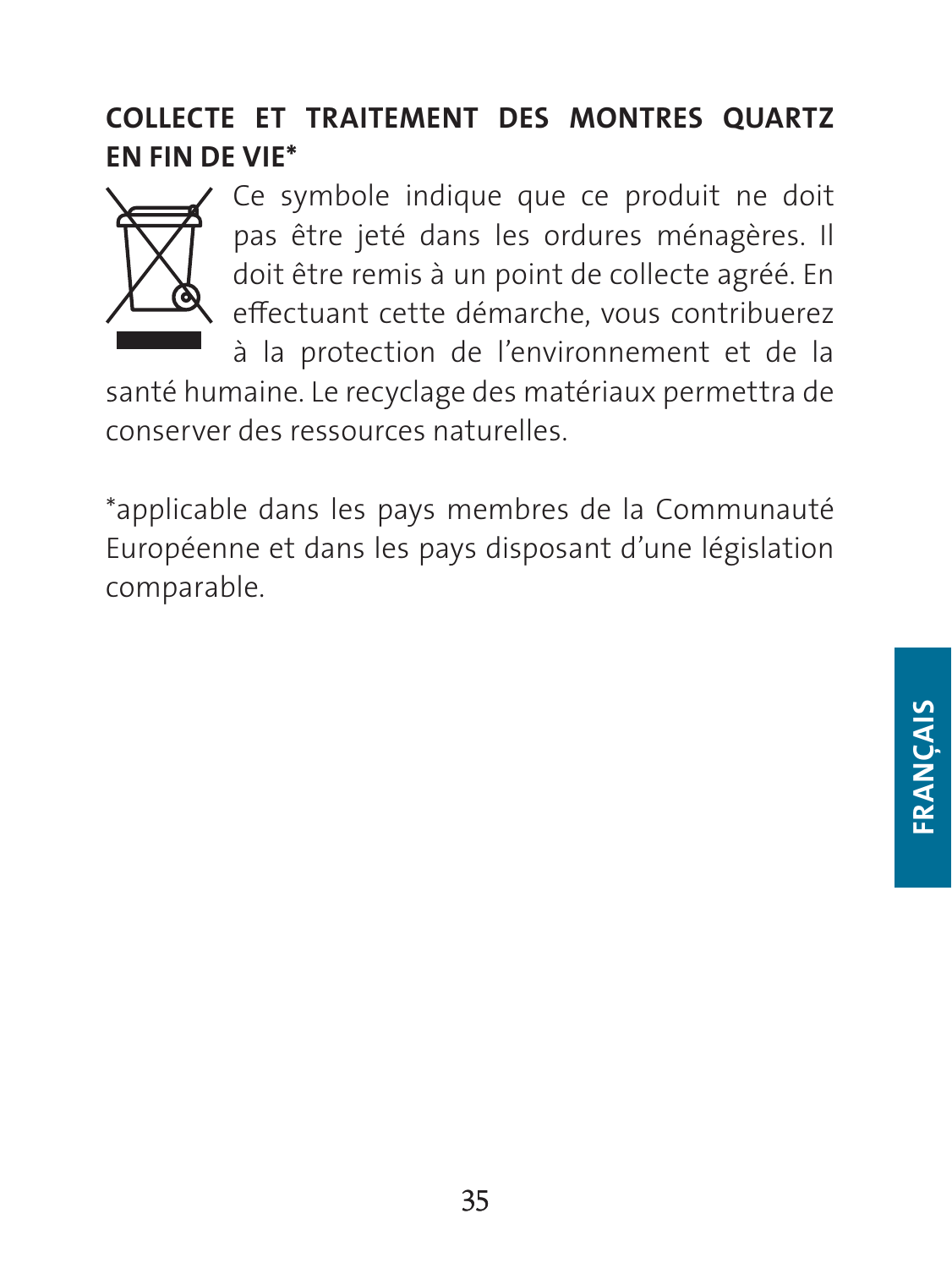## COLLECTE ET TRAITEMENT DES MONTRES QUARTZ EN FIN DE VIE*

Ce symbole indique que ce produit ne doit pas être jeté dans les ordures ménagères. Il doit être remis à un point de collecte agréé. En effectuant cette démarche, vous contribuerez à la protection de l'environnement et de la santé humaine. Le recyclage des matériaux permettra de conserver des ressources naturelles.

*applicable dans les pays membres de la Communauté Européenne et dans les pays disposant d'une législation comparable.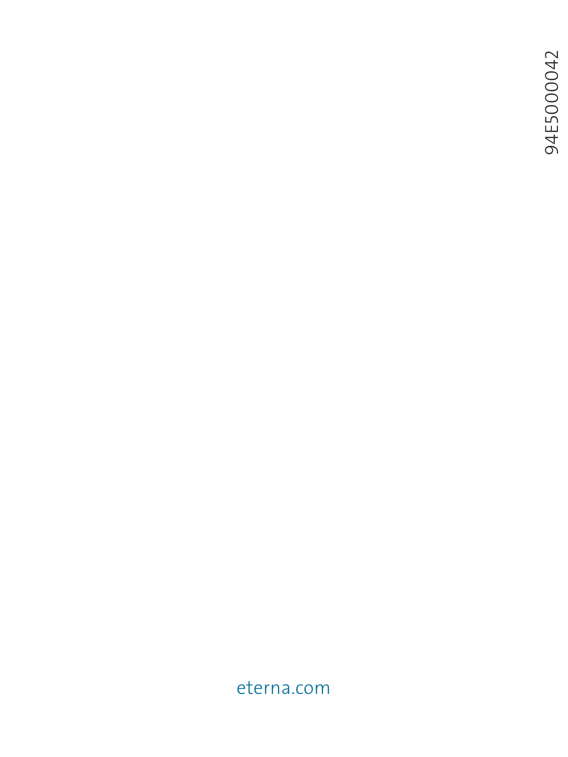94E5000042

eterna.com